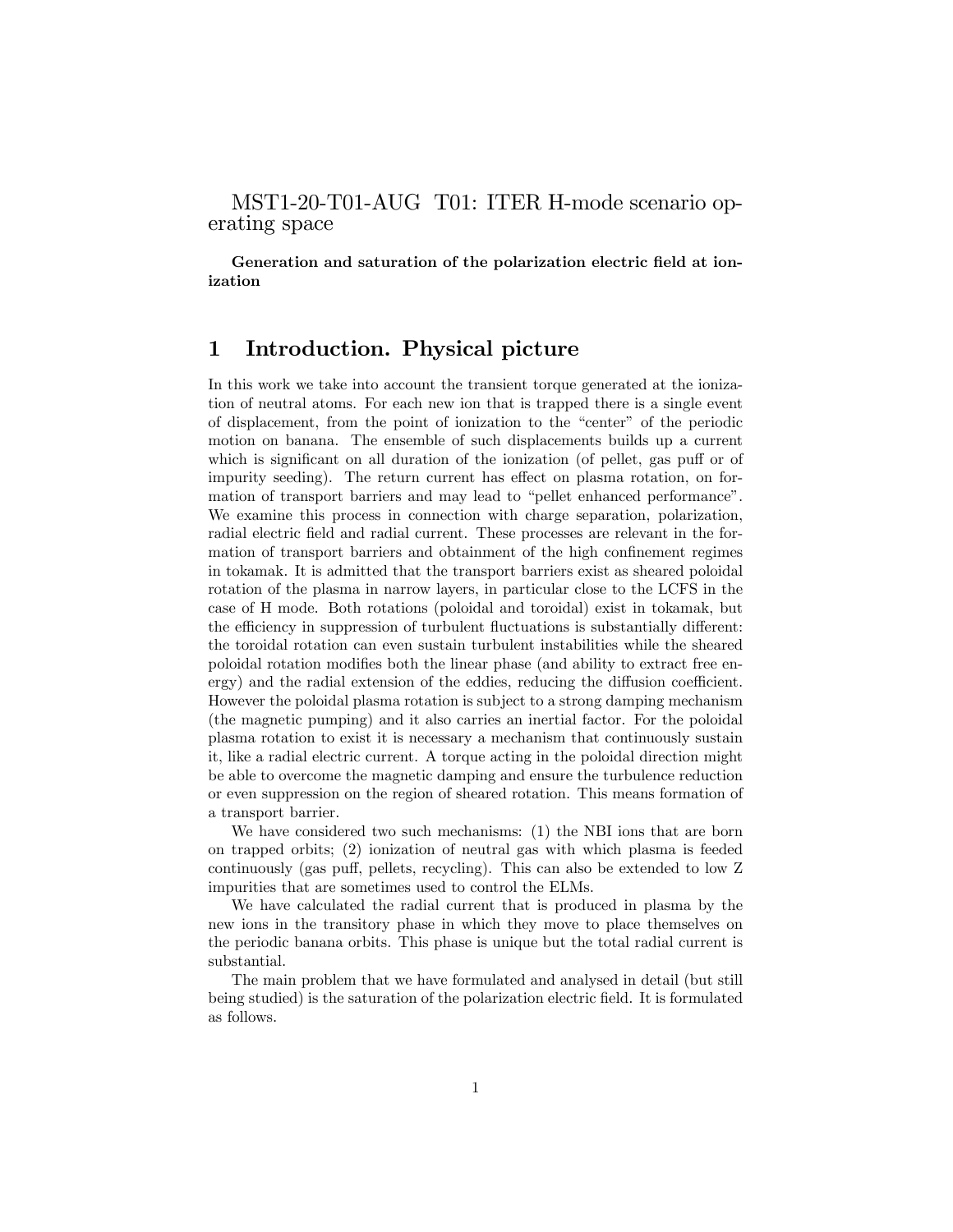# MST1-20-T01-AUG T01: ITER H-mode scenario operating space

**Generation and saturation of the polarization electric field at ionization**

## 1 Introduction. Physical picture

In this work we take into account the transient torque generated at the ionization of neutral atoms. For each new ion that is trapped there is a single event of displacement, from the point of ionization to the "center" of the periodic motion on banana. The ensemble of such displacements builds up a current which is significant on all duration of the ionization (of pellet, gas puff or of impurity seeding). The return current has effect on plasma rotation, on formation of transport barriers and may lead to "pellet enhanced performance". We examine this process in connection with charge separation, polarization, radial electric field and radial current. These processes are relevant in the formation of transport barriers and obtainment of the high confinement regimes in tokamak. It is admitted that the transport barriers exist as sheared poloidal rotation of the plasma in narrow layers, in particular close to the LCFS in the case of H mode. Both rotations (poloidal and toroidal) exist in tokamak, but the efficiency in suppression of turbulent fluctuations is substantially different: the toroidal rotation can even sustain turbulent instabilities while the sheared poloidal rotation modifies both the linear phase (and ability to extract free energy) and the radial extension of the eddies, reducing the diffusion coefficient. However the poloidal plasma rotation is subject to a strong damping mechanism (the magnetic pumping) and it also carries an inertial factor. For the poloidal plasma rotation to exist it is necessary a mechanism that continuously sustain it, like a radial electric current. A torque acting in the poloidal direction might be able to overcome the magnetic damping and ensure the turbulence reduction or even suppression on the region of sheared rotation. This means formation of a transport barrier.

We have considered two such mechanisms: (1) the NBI ions that are born on trapped orbits; (2) ionization of neutral gas with which plasma is feeded continuously (gas puff, pellets, recycling). This can also be extended to low Z impurities that are sometimes used to control the ELMs.

We have calculated the radial current that is produced in plasma by the new ions in the transitory phase in which they move to place themselves on the periodic banana orbits. This phase is unique but the total radial current is substantial.

The main problem that we have formulated and analysed in detail (but still being studied) is the saturation of the polarization electric field. It is formulated as follows.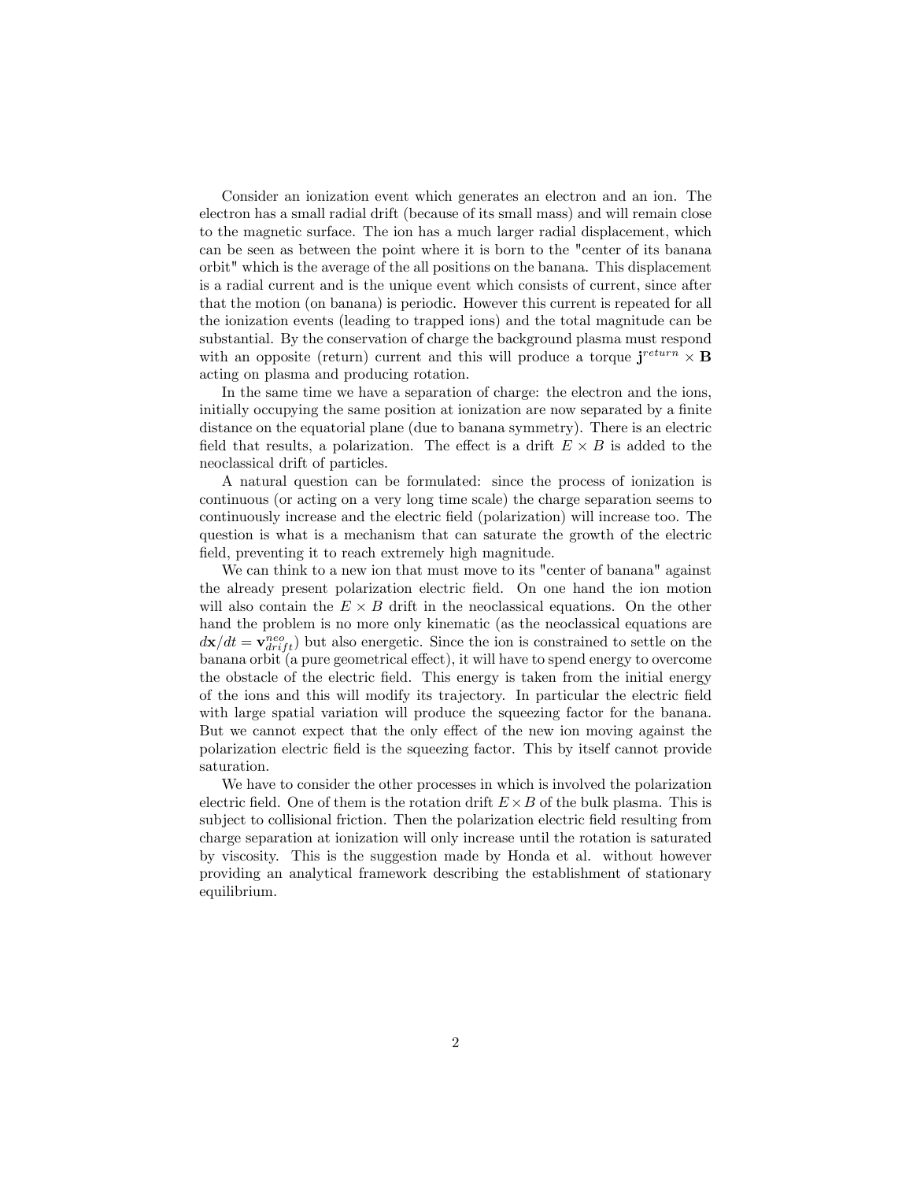Consider an ionization event which generates an electron and an ion. The electron has a small radial drift (because of its small mass) and will remain close to the magnetic surface. The ion has a much larger radial displacement, which can be seen as between the point where it is born to the "center of its banana orbit" which is the average of the all positions on the banana. This displacement is a radial current and is the unique event which consists of current, since after that the motion (on banana) is periodic. However this current is repeated for all the ionization events (leading to trapped ions) and the total magnitude can be substantial. By the conservation of charge the background plasma must respond with an opposite (return) current and this will produce a torque $\mathbf{j}^{return} \times \mathbf{B}$ acting on plasma and producing rotation.

In the same time we have a separation of charge: the electron and the ions, initially occupying the same position at ionization are now separated by a finite distance on the equatorial plane (due to banana symmetry). There is an electric field that results, a polarization. The effect is a drift $E \times B$ is added to the neoclassical drift of particles.

A natural question can be formulated: since the process of ionization is continuous (or acting on a very long time scale) the charge separation seems to continuously increase and the electric field (polarization) will increase too. The question is what is a mechanism that can saturate the growth of the electric field, preventing it to reach extremely high magnitude.

We can think to a new ion that must move to its "center of banana" against the already present polarization electric field. On one hand the ion motion will also contain the $E \times B$ drift in the neoclassical equations. On the other hand the problem is no more only kinematic (as the neoclassical equations are $d\mathbf{x}/dt = \mathbf{v}_{drift}^{neo}$) but also energetic. Since the ion is constrained to settle on the banana orbit (a pure geometrical effect), it will have to spend energy to overcome the obstacle of the electric field. This energy is taken from the initial energy of the ions and this will modify its trajectory. In particular the electric field with large spatial variation will produce the squeezing factor for the banana. But we cannot expect that the only effect of the new ion moving against the polarization electric field is the squeezing factor. This by itself cannot provide saturation.

We have to consider the other processes in which is involved the polarization electric field. One of them is the rotation drift $E \times B$ of the bulk plasma. This is subject to collisional friction. Then the polarization electric field resulting from charge separation at ionization will only increase until the rotation is saturated by viscosity. This is the suggestion made by Honda et al. without however providing an analytical framework describing the establishment of stationary equilibrium.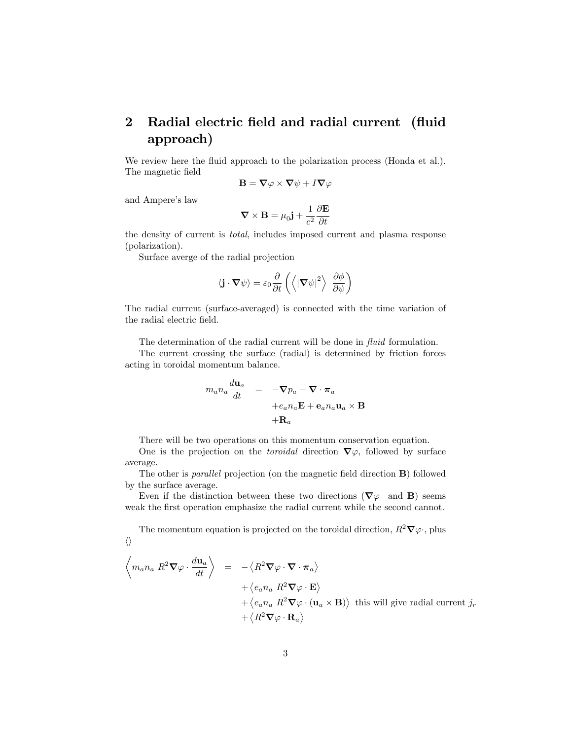## 2 Radial electric field and radial current (fluid approach)

We review here the fluid approach to the polarization process (Honda et al.). The magnetic field

$$\mathbf{B} = \boldsymbol{\nabla}\varphi \times \boldsymbol{\nabla}\psi + I\boldsymbol{\nabla}\varphi$$

and Ampere's law

$$\boldsymbol{\nabla} \times \mathbf{B} = \mu_0 \mathbf{j} + \frac{1}{c^2}\frac{\partial \mathbf{E}}{\partial t}$$

the density of current is *total*, includes imposed current and plasma response (polarization).

Surface averge of the radial projection

$$\langle \mathbf{j} \cdot \boldsymbol{\nabla}\psi \rangle = \varepsilon_0 \frac{\partial}{\partial t}\left( \left\langle |\boldsymbol{\nabla}\psi|^2 \right\rangle \ \frac{\partial \phi}{\partial \psi} \right)$$

The radial current (surface-averaged) is connected with the time variation of the radial electric field.

The determination of the radial current will be done in *fluid* formulation.

The current crossing the surface (radial) is determined by friction forces acting in toroidal momentum balance.

$$\begin{aligned}
m_a n_a \frac{d\mathbf{u}_a}{dt} &= -\boldsymbol{\nabla} p_a - \boldsymbol{\nabla} \cdot \boldsymbol{\pi}_a \\
&\quad + e_a n_a \mathbf{E} + \mathbf{e}_a n_a \mathbf{u}_a \times \mathbf{B} \\
&\quad + \mathbf{R}_a
\end{aligned}$$

There will be two operations on this momentum conservation equation.

One is the projection on the *toroidal* direction $\boldsymbol{\nabla}\varphi$, followed by surface average.

The other is *parallel* projection (on the magnetic field direction $\mathbf{B}$) followed by the surface average.

Even if the distinction between these two directions ($\boldsymbol{\nabla}\varphi$ and $\mathbf{B}$) seems weak the first operation emphasize the radial current while the second cannot.

The momentum equation is projected on the toroidal direction, $R^2\boldsymbol{\nabla}\varphi\cdot$, plus $\langle\rangle$

$$\begin{aligned}
\left\langle m_a n_a \ R^2 \boldsymbol{\nabla}\varphi \cdot \frac{d\mathbf{u}_a}{dt} \right\rangle &= -\left\langle R^2 \boldsymbol{\nabla}\varphi \cdot \boldsymbol{\nabla} \cdot \boldsymbol{\pi}_a \right\rangle \\
&\quad + \left\langle e_a n_a \ R^2 \boldsymbol{\nabla}\varphi \cdot \mathbf{E} \right\rangle \\
&\quad + \left\langle e_a n_a \ R^2 \boldsymbol{\nabla}\varphi \cdot (\mathbf{u}_a \times \mathbf{B}) \right\rangle \ \text{this will give radial current } j_r \\
&\quad + \left\langle R^2 \boldsymbol{\nabla}\varphi \cdot \mathbf{R}_a \right\rangle
\end{aligned}$$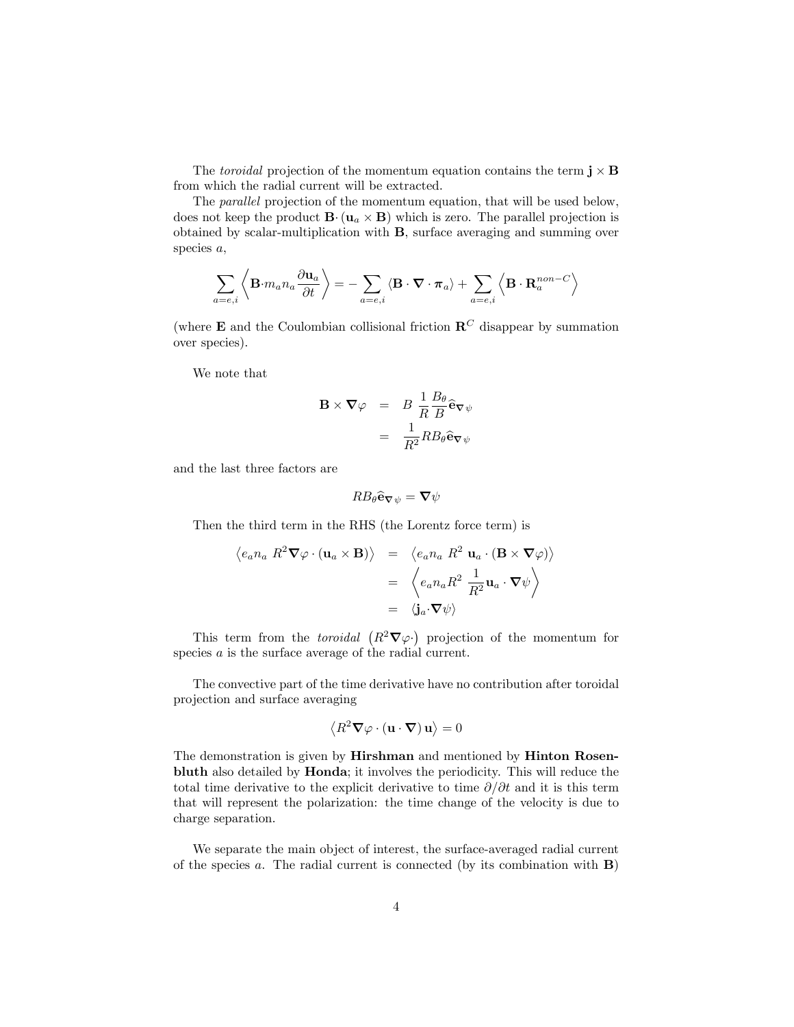The *toroidal* projection of the momentum equation contains the term $\mathbf{j} \times \mathbf{B}$ from which the radial current will be extracted.

The *parallel* projection of the momentum equation, that will be used below, does not keep the product $\mathbf{B} \cdot (\mathbf{u}_a \times \mathbf{B})$ which is zero. The parallel projection is obtained by scalar-multiplication with $\mathbf{B}$, surface averaging and summing over species $a$,

$$\sum_{a=e,i} \left\langle \mathbf{B} \cdot m_a n_a \frac{\partial \mathbf{u}_a}{\partial t} \right\rangle = -\sum_{a=e,i} \langle \mathbf{B} \cdot \boldsymbol{\nabla} \cdot \boldsymbol{\pi}_a \rangle + \sum_{a=e,i} \left\langle \mathbf{B} \cdot \mathbf{R}_a^{non-C} \right\rangle$$

(where $\mathbf{E}$ and the Coulombian collisional friction $\mathbf{R}^C$ disappear by summation over species).

We note that

$$\begin{aligned} \mathbf{B} \times \boldsymbol{\nabla} \varphi &= B \, \frac{1}{R} \frac{B_\theta}{B} \widehat{\mathbf{e}}_{\boldsymbol{\nabla} \psi} \\ &= \frac{1}{R^2} R B_\theta \widehat{\mathbf{e}}_{\boldsymbol{\nabla} \psi} \end{aligned}$$

and the last three factors are

$$R B_\theta \widehat{\mathbf{e}}_{\boldsymbol{\nabla} \psi} = \boldsymbol{\nabla} \psi$$

Then the third term in the RHS (the Lorentz force term) is

$$\begin{aligned} \left\langle e_a n_a \, R^2 \boldsymbol{\nabla} \varphi \cdot (\mathbf{u}_a \times \mathbf{B}) \right\rangle &= \left\langle e_a n_a \, R^2 \, \mathbf{u}_a \cdot (\mathbf{B} \times \boldsymbol{\nabla} \varphi) \right\rangle \\ &= \left\langle e_a n_a R^2 \, \frac{1}{R^2} \mathbf{u}_a \cdot \boldsymbol{\nabla} \psi \right\rangle \\ &= \langle \mathbf{j}_a \cdot \boldsymbol{\nabla} \psi \rangle \end{aligned}$$

This term from the *toroidal* $\left( R^2 \boldsymbol{\nabla} \varphi \cdot \right)$ projection of the momentum for species $a$ is the surface average of the radial current.

The convective part of the time derivative have no contribution after toroidal projection and surface averaging

$$\left\langle R^2 \boldsymbol{\nabla} \varphi \cdot (\mathbf{u} \cdot \boldsymbol{\nabla}) \, \mathbf{u} \right\rangle = 0$$

The demonstration is given by **Hirshman** and mentioned by **Hinton Rosenbluth** also detailed by **Honda**; it involves the periodicity. This will reduce the total time derivative to the explicit derivative to time $\partial / \partial t$ and it is this term that will represent the polarization: the time change of the velocity is due to charge separation.

We separate the main object of interest, the surface-averaged radial current of the species $a$. The radial current is connected (by its combination with $\mathbf{B}$)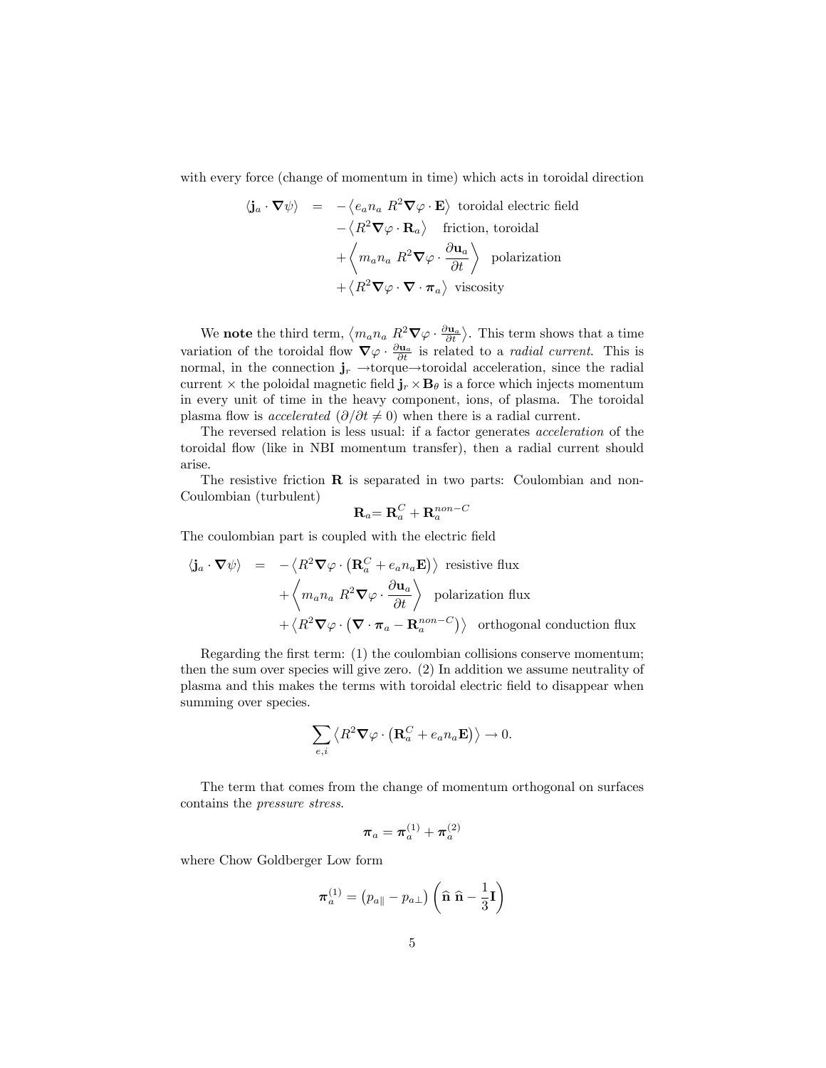with every force (change of momentum in time) which acts in toroidal direction

$$
\begin{aligned}
\langle \mathbf{j}_a \cdot \boldsymbol{\nabla}\psi \rangle \;=\; & -\left\langle e_a n_a \; R^2 \boldsymbol{\nabla}\varphi \cdot \mathbf{E} \right\rangle \;\; \text{toroidal electric field} \\
& -\left\langle R^2 \boldsymbol{\nabla}\varphi \cdot \mathbf{R}_a \right\rangle \quad \text{friction, toroidal} \\
& +\left\langle m_a n_a \; R^2 \boldsymbol{\nabla}\varphi \cdot \frac{\partial \mathbf{u}_a}{\partial t} \right\rangle \;\; \text{polarization} \\
& +\left\langle R^2 \boldsymbol{\nabla}\varphi \cdot \boldsymbol{\nabla} \cdot \boldsymbol{\pi}_a \right\rangle \;\; \text{viscosity}
\end{aligned}
$$

We **note** the third term, $\left\langle m_a n_a \; R^2 \boldsymbol{\nabla}\varphi \cdot \frac{\partial \mathbf{u}_a}{\partial t} \right\rangle$. This term shows that a time variation of the toroidal flow $\boldsymbol{\nabla}\varphi \cdot \frac{\partial \mathbf{u}_a}{\partial t}$ is related to a *radial current*. This is normal, in the connection $\mathbf{j}_r$ →torque→toroidal acceleration, since the radial current × the poloidal magnetic field $\mathbf{j}_r \times \mathbf{B}_\theta$ is a force which injects momentum in every unit of time in the heavy component, ions, of plasma. The toroidal plasma flow is *accelerated* ($\partial / \partial t \neq 0$) when there is a radial current.

The reversed relation is less usual: if a factor generates *acceleration* of the toroidal flow (like in NBI momentum transfer), then a radial current should arise.

The resistive friction $\mathbf{R}$ is separated in two parts: Coulombian and non-Coulombian (turbulent)

$$
\mathbf{R}_a = \mathbf{R}_a^C + \mathbf{R}_a^{non-C}
$$

The coulombian part is coupled with the electric field

$$
\begin{aligned}
\langle \mathbf{j}_a \cdot \boldsymbol{\nabla}\psi \rangle \;=\; & -\left\langle R^2 \boldsymbol{\nabla}\varphi \cdot \left( \mathbf{R}_a^C + e_a n_a \mathbf{E} \right) \right\rangle \;\; \text{resistive flux} \\
& +\left\langle m_a n_a \; R^2 \boldsymbol{\nabla}\varphi \cdot \frac{\partial \mathbf{u}_a}{\partial t} \right\rangle \;\; \text{polarization flux} \\
& +\left\langle R^2 \boldsymbol{\nabla}\varphi \cdot \left( \boldsymbol{\nabla} \cdot \boldsymbol{\pi}_a - \mathbf{R}_a^{non-C} \right) \right\rangle \;\; \text{orthogonal conduction flux}
\end{aligned}
$$

Regarding the first term: (1) the coulombian collisions conserve momentum; then the sum over species will give zero. (2) In addition we assume neutrality of plasma and this makes the terms with toroidal electric field to disappear when summing over species.

$$
\sum_{e,i} \left\langle R^2 \boldsymbol{\nabla}\varphi \cdot \left( \mathbf{R}_a^C + e_a n_a \mathbf{E} \right) \right\rangle \to 0.
$$

The term that comes from the change of momentum orthogonal on surfaces contains the *pressure stress*.

$$
\boldsymbol{\pi}_a = \boldsymbol{\pi}_a^{(1)} + \boldsymbol{\pi}_a^{(2)}
$$

where Chow Goldberger Low form

$$
\boldsymbol{\pi}_a^{(1)} = \left( p_{a\parallel} - p_{a\perp} \right) \left( \widehat{\mathbf{n}} \, \widehat{\mathbf{n}} - \frac{1}{3} \mathbf{I} \right)
$$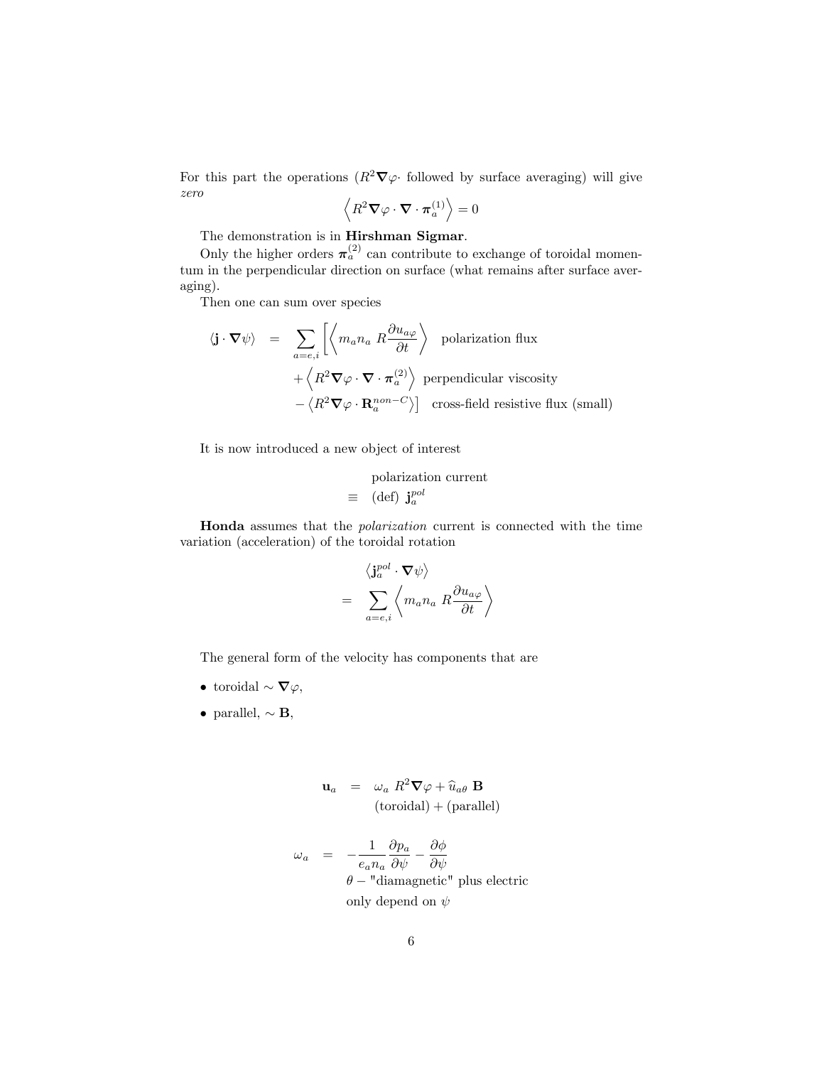For this part the operations ($R^2 \nabla\varphi \cdot$ followed by surface averaging) will give *zero*

$$\left\langle R^2 \nabla\varphi \cdot \nabla \cdot \boldsymbol{\pi}_a^{(1)} \right\rangle = 0$$

The demonstration is in **Hirshman Sigmar**.

Only the higher orders $\boldsymbol{\pi}_a^{(2)}$ can contribute to exchange of toroidal momentum in the perpendicular direction on surface (what remains after surface averaging).

Then one can sum over species

$$\begin{aligned}
\langle \mathbf{j} \cdot \nabla\psi \rangle &= \sum_{a=e,i} \left[ \left\langle m_a n_a \; R \frac{\partial u_{a\varphi}}{\partial t} \right\rangle \quad \text{polarization flux} \right. \\
&\quad + \left\langle R^2 \nabla\varphi \cdot \nabla \cdot \boldsymbol{\pi}_a^{(2)} \right\rangle \; \text{perpendicular viscosity} \\
&\quad \left. - \left\langle R^2 \nabla\varphi \cdot \mathbf{R}_a^{non-C} \right\rangle \right] \quad \text{cross-field resistive flux (small)}
\end{aligned}$$

It is now introduced a new object of interest

$$\begin{aligned}
& \text{polarization current} \\
\equiv & \;\; (\text{def}) \; \mathbf{j}_a^{pol}
\end{aligned}$$

**Honda** assumes that the *polarization* current is connected with the time variation (acceleration) of the toroidal rotation

$$\begin{aligned}
& \left\langle \mathbf{j}_a^{pol} \cdot \nabla\psi \right\rangle \\
= & \sum_{a=e,i} \left\langle m_a n_a \; R \frac{\partial u_{a\varphi}}{\partial t} \right\rangle
\end{aligned}$$

The general form of the velocity has components that are

- toroidal $\sim \nabla\varphi$,
- parallel, $\sim \mathbf{B}$,

$$\begin{aligned}
\mathbf{u}_a &= \omega_a \; R^2 \nabla\varphi + \widehat{u}_{a\theta} \; \mathbf{B} \\
& \quad (\text{toroidal}) + (\text{parallel})
\end{aligned}$$

$$\begin{aligned}
\omega_a &= -\frac{1}{e_a n_a} \frac{\partial p_a}{\partial \psi} - \frac{\partial \phi}{\partial \psi} \\
& \quad \theta - \text{"diamagnetic" plus electric} \\
& \quad \text{only depend on } \psi
\end{aligned}$$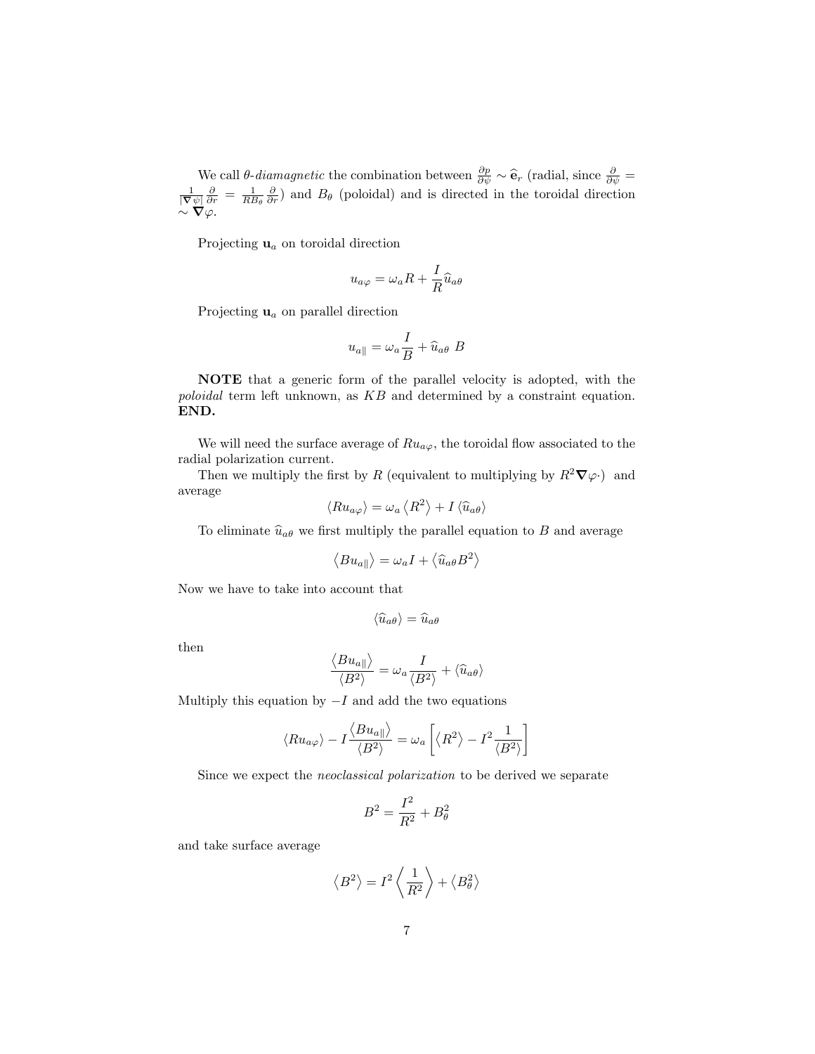We call *θ-diamagnetic* the combination between $\frac{\partial p}{\partial \psi} \sim \widehat{\mathbf{e}}_r$ (radial, since $\frac{\partial}{\partial \psi} = \frac{1}{|\boldsymbol{\nabla}\psi|}\frac{\partial}{\partial r} = \frac{1}{RB_\theta}\frac{\partial}{\partial r}$) and $B_\theta$ (poloidal) and is directed in the toroidal direction $\sim \boldsymbol{\nabla}\varphi$.

Projecting $\mathbf{u}_a$ on toroidal direction

$$u_{a\varphi} = \omega_a R + \frac{I}{R}\widehat{u}_{a\theta}$$

Projecting $\mathbf{u}_a$ on parallel direction

$$u_{a\parallel} = \omega_a \frac{I}{B} + \widehat{u}_{a\theta}\ B$$

**NOTE** that a generic form of the parallel velocity is adopted, with the *poloidal* term left unknown, as $KB$ and determined by a constraint equation. **END.**

We will need the surface average of $Ru_{a\varphi}$, the toroidal flow associated to the radial polarization current.

Then we multiply the first by $R$ (equivalent to multiplying by $R^2\boldsymbol{\nabla}\varphi\cdot$) and average

$$\langle Ru_{a\varphi}\rangle = \omega_a \left\langle R^2\right\rangle + I\left\langle \widehat{u}_{a\theta}\right\rangle$$

To eliminate $\widehat{u}_{a\theta}$ we first multiply the parallel equation to $B$ and average

$$\left\langle Bu_{a\parallel}\right\rangle = \omega_a I + \left\langle \widehat{u}_{a\theta}B^2\right\rangle$$

Now we have to take into account that

$$\left\langle \widehat{u}_{a\theta}\right\rangle = \widehat{u}_{a\theta}$$

then

$$\frac{\left\langle Bu_{a\parallel}\right\rangle}{\left\langle B^2\right\rangle} = \omega_a \frac{I}{\left\langle B^2\right\rangle} + \left\langle \widehat{u}_{a\theta}\right\rangle$$

Multiply this equation by $-I$ and add the two equations

$$\langle Ru_{a\varphi}\rangle - I\frac{\left\langle Bu_{a\parallel}\right\rangle}{\left\langle B^2\right\rangle} = \omega_a\left[\left\langle R^2\right\rangle - I^2\frac{1}{\left\langle B^2\right\rangle}\right]$$

Since we expect the *neoclassical polarization* to be derived we separate

$$B^2 = \frac{I^2}{R^2} + B_\theta^2$$

and take surface average

$$\left\langle B^2\right\rangle = I^2\left\langle \frac{1}{R^2}\right\rangle + \left\langle B_\theta^2\right\rangle$$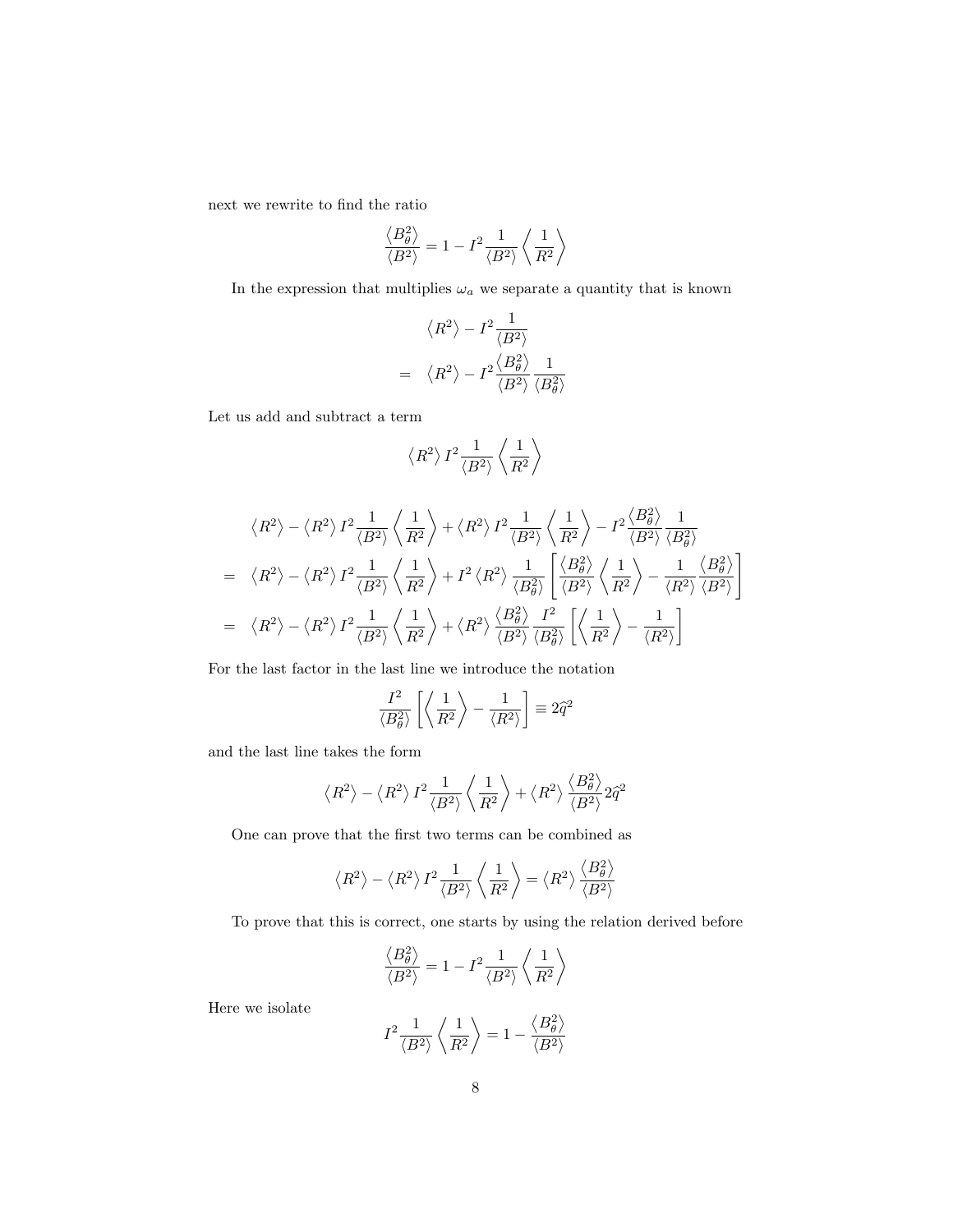next we rewrite to find the ratio

$$\frac{\langle B_\theta^2 \rangle}{\langle B^2 \rangle} = 1 - I^2 \frac{1}{\langle B^2 \rangle} \left\langle \frac{1}{R^2} \right\rangle$$

In the expression that multiplies $\omega_a$ we separate a quantity that is known

$$\begin{aligned} & \langle R^2 \rangle - I^2 \frac{1}{\langle B^2 \rangle} \\ = \; & \langle R^2 \rangle - I^2 \frac{\langle B_\theta^2 \rangle}{\langle B^2 \rangle} \frac{1}{\langle B_\theta^2 \rangle} \end{aligned}$$

Let us add and subtract a term

$$\langle R^2 \rangle I^2 \frac{1}{\langle B^2 \rangle} \left\langle \frac{1}{R^2} \right\rangle$$

$$\begin{aligned} & \langle R^2 \rangle - \langle R^2 \rangle I^2 \frac{1}{\langle B^2 \rangle} \left\langle \frac{1}{R^2} \right\rangle + \langle R^2 \rangle I^2 \frac{1}{\langle B^2 \rangle} \left\langle \frac{1}{R^2} \right\rangle - I^2 \frac{\langle B_\theta^2 \rangle}{\langle B^2 \rangle} \frac{1}{\langle B_\theta^2 \rangle} \\ = \; & \langle R^2 \rangle - \langle R^2 \rangle I^2 \frac{1}{\langle B^2 \rangle} \left\langle \frac{1}{R^2} \right\rangle + I^2 \langle R^2 \rangle \frac{1}{\langle B_\theta^2 \rangle} \left[ \frac{\langle B_\theta^2 \rangle}{\langle B^2 \rangle} \left\langle \frac{1}{R^2} \right\rangle - \frac{1}{\langle R^2 \rangle} \frac{\langle B_\theta^2 \rangle}{\langle B^2 \rangle} \right] \\ = \; & \langle R^2 \rangle - \langle R^2 \rangle I^2 \frac{1}{\langle B^2 \rangle} \left\langle \frac{1}{R^2} \right\rangle + \langle R^2 \rangle \frac{\langle B_\theta^2 \rangle}{\langle B^2 \rangle} \frac{I^2}{\langle B_\theta^2 \rangle} \left[ \left\langle \frac{1}{R^2} \right\rangle - \frac{1}{\langle R^2 \rangle} \right] \end{aligned}$$

For the last factor in the last line we introduce the notation

$$\frac{I^2}{\langle B_\theta^2 \rangle} \left[ \left\langle \frac{1}{R^2} \right\rangle - \frac{1}{\langle R^2 \rangle} \right] \equiv 2\widehat{q}^2$$

and the last line takes the form

$$\langle R^2 \rangle - \langle R^2 \rangle I^2 \frac{1}{\langle B^2 \rangle} \left\langle \frac{1}{R^2} \right\rangle + \langle R^2 \rangle \frac{\langle B_\theta^2 \rangle}{\langle B^2 \rangle} 2\widehat{q}^2$$

One can prove that the first two terms can be combined as

$$\langle R^2 \rangle - \langle R^2 \rangle I^2 \frac{1}{\langle B^2 \rangle} \left\langle \frac{1}{R^2} \right\rangle = \langle R^2 \rangle \frac{\langle B_\theta^2 \rangle}{\langle B^2 \rangle}$$

To prove that this is correct, one starts by using the relation derived before

$$\frac{\langle B_\theta^2 \rangle}{\langle B^2 \rangle} = 1 - I^2 \frac{1}{\langle B^2 \rangle} \left\langle \frac{1}{R^2} \right\rangle$$

Here we isolate

$$I^2 \frac{1}{\langle B^2 \rangle} \left\langle \frac{1}{R^2} \right\rangle = 1 - \frac{\langle B_\theta^2 \rangle}{\langle B^2 \rangle}$$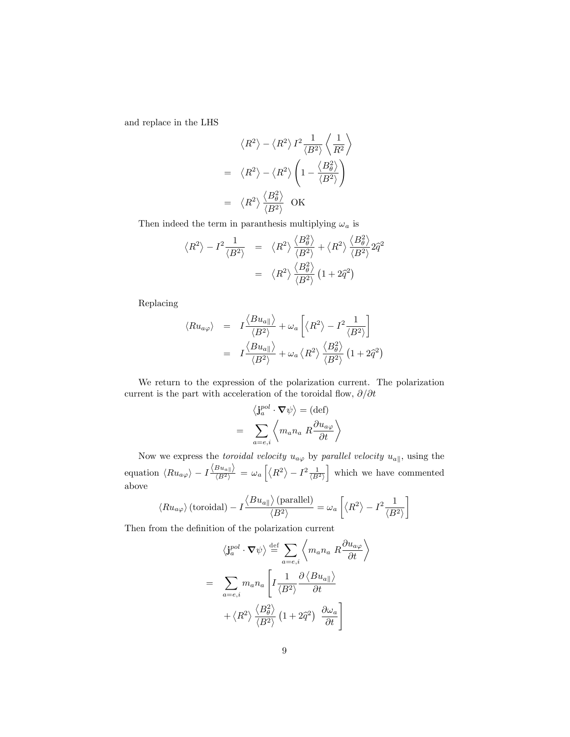and replace in the LHS

$$
\begin{aligned}
& \left\langle R^2 \right\rangle - \left\langle R^2 \right\rangle I^2 \frac{1}{\langle B^2 \rangle} \left\langle \frac{1}{R^2} \right\rangle \\
= \quad & \left\langle R^2 \right\rangle - \left\langle R^2 \right\rangle \left( 1 - \frac{\left\langle B_\theta^2 \right\rangle}{\langle B^2 \rangle} \right) \\
= \quad & \left\langle R^2 \right\rangle \frac{\left\langle B_\theta^2 \right\rangle}{\langle B^2 \rangle} \quad \text{OK}
\end{aligned}
$$

Then indeed the term in paranthesis multiplying $\omega_a$ is

$$
\begin{aligned}
\left\langle R^2 \right\rangle - I^2 \frac{1}{\langle B^2 \rangle} &= \left\langle R^2 \right\rangle \frac{\left\langle B_\theta^2 \right\rangle}{\langle B^2 \rangle} + \left\langle R^2 \right\rangle \frac{\left\langle B_\theta^2 \right\rangle}{\langle B^2 \rangle} 2\widehat{q}^2 \\
&= \left\langle R^2 \right\rangle \frac{\left\langle B_\theta^2 \right\rangle}{\langle B^2 \rangle} \left( 1 + 2\widehat{q}^2 \right)
\end{aligned}
$$

Replacing

$$
\begin{aligned}
\langle R u_{a\varphi} \rangle &= I \frac{\left\langle B u_{a\parallel} \right\rangle}{\langle B^2 \rangle} + \omega_a \left[ \left\langle R^2 \right\rangle - I^2 \frac{1}{\langle B^2 \rangle} \right] \\
&= I \frac{\left\langle B u_{a\parallel} \right\rangle}{\langle B^2 \rangle} + \omega_a \left\langle R^2 \right\rangle \frac{\left\langle B_\theta^2 \right\rangle}{\langle B^2 \rangle} \left( 1 + 2\widehat{q}^2 \right)
\end{aligned}
$$

We return to the expression of the polarization current. The polarization current is the part with acceleration of the toroidal flow, $\partial/\partial t$

$$
\begin{aligned}
& \left\langle \mathbf{j}_a^{pol} \cdot \boldsymbol{\nabla}\psi \right\rangle = (\text{def}) \\
= \quad & \sum_{a=e,i} \left\langle m_a n_a \; R \frac{\partial u_{a\varphi}}{\partial t} \right\rangle
\end{aligned}
$$

Now we express the *toroidal velocity* $u_{a\varphi}$ by *parallel velocity* $u_{a\parallel}$, using the equation $\langle R u_{a\varphi} \rangle - I \frac{\left\langle B u_{a\parallel} \right\rangle}{\langle B^2 \rangle} = \omega_a \left[ \left\langle R^2 \right\rangle - I^2 \frac{1}{\langle B^2 \rangle} \right]$ which we have commented above

$$
\langle R u_{a\varphi} \rangle (\text{toroidal}) - I \frac{\left\langle B u_{a\parallel} \right\rangle (\text{parallel})}{\langle B^2 \rangle} = \omega_a \left[ \left\langle R^2 \right\rangle - I^2 \frac{1}{\langle B^2 \rangle} \right]
$$

Then from the definition of the polarization current

$$
\begin{aligned}
& \left\langle \mathbf{j}_a^{pol} \cdot \boldsymbol{\nabla}\psi \right\rangle \overset{\text{def}}{=} \sum_{a=e,i} \left\langle m_a n_a \; R \frac{\partial u_{a\varphi}}{\partial t} \right\rangle \\
= \quad & \sum_{a=e,i} m_a n_a \left[ I \frac{1}{\langle B^2 \rangle} \frac{\partial \left\langle B u_{a\parallel} \right\rangle}{\partial t} \right. \\
& \left. + \left\langle R^2 \right\rangle \frac{\left\langle B_\theta^2 \right\rangle}{\langle B^2 \rangle} \left( 1 + 2\widehat{q}^2 \right) \; \frac{\partial \omega_a}{\partial t} \right]
\end{aligned}
$$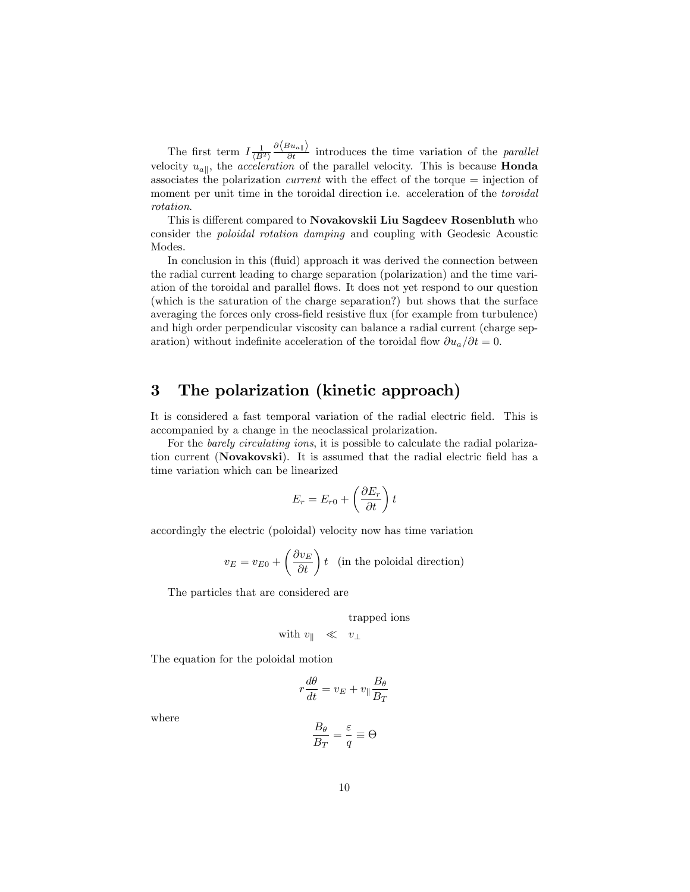The first term $I \frac{1}{\langle B^2 \rangle} \frac{\partial \langle B u_{a\|} \rangle}{\partial t}$ introduces the time variation of the *parallel* velocity $u_{a\|}$, the *acceleration* of the parallel velocity. This is because **Honda** associates the polarization *current* with the effect of the torque = injection of moment per unit time in the toroidal direction i.e. acceleration of the *toroidal rotation*.

This is different compared to **Novakovskii Liu Sagdeev Rosenbluth** who consider the *poloidal rotation damping* and coupling with Geodesic Acoustic Modes.

In conclusion in this (fluid) approach it was derived the connection between the radial current leading to charge separation (polarization) and the time variation of the toroidal and parallel flows. It does not yet respond to our question (which is the saturation of the charge separation?) but shows that the surface averaging the forces only cross-field resistive flux (for example from turbulence) and high order perpendicular viscosity can balance a radial current (charge separation) without indefinite acceleration of the toroidal flow $\partial u_a / \partial t = 0$.

# 3 The polarization (kinetic approach)

It is considered a fast temporal variation of the radial electric field. This is accompanied by a change in the neoclassical prolarization.

For the *barely circulating ions*, it is possible to calculate the radial polarization current (**Novakovski**). It is assumed that the radial electric field has a time variation which can be linearized

$$E_r = E_{r0} + \left( \frac{\partial E_r}{\partial t} \right) t$$

accordingly the electric (poloidal) velocity now has time variation

$$v_E = v_{E0} + \left( \frac{\partial v_E}{\partial t} \right) t \quad \text{(in the poloidal direction)}$$

The particles that are considered are

$$\begin{array}{rcl} & & \text{trapped ions} \\ \text{with } v_\| & \ll & v_\perp \end{array}$$

The equation for the poloidal motion

$$r \frac{d\theta}{dt} = v_E + v_\| \frac{B_\theta}{B_T}$$

where

$$\frac{B_\theta}{B_T} = \frac{\varepsilon}{q} \equiv \Theta$$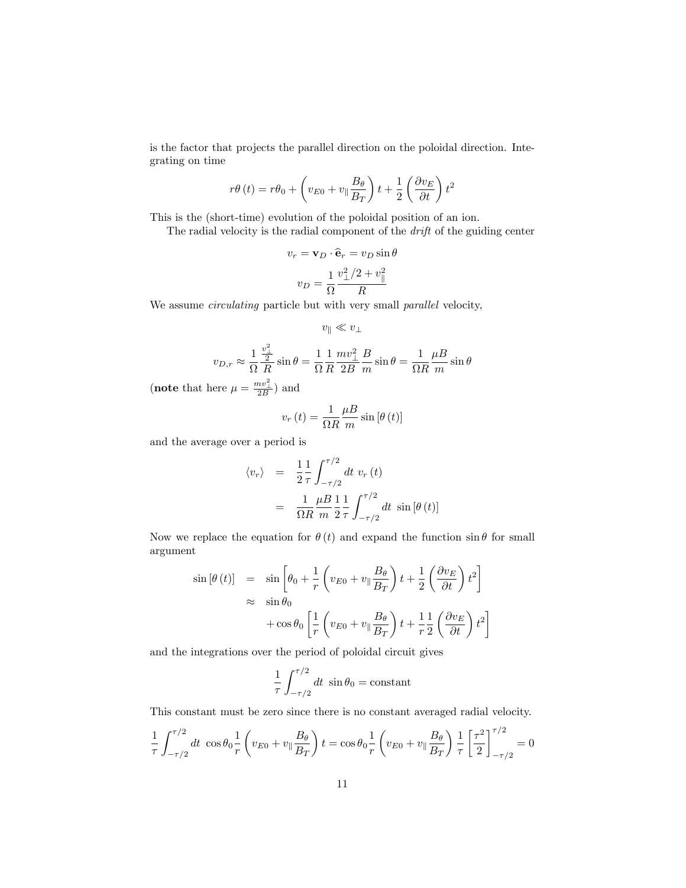is the factor that projects the parallel direction on the poloidal direction. Integrating on time

$$r\theta(t) = r\theta_0 + \left(v_{E0} + v_\parallel \frac{B_\theta}{B_T}\right)t + \frac{1}{2}\left(\frac{\partial v_E}{\partial t}\right)t^2$$

This is the (short-time) evolution of the poloidal position of an ion.

The radial velocity is the radial component of the *drift* of the guiding center

$$v_r = \mathbf{v}_D \cdot \widehat{\mathbf{e}}_r = v_D \sin\theta$$

$$v_D = \frac{1}{\Omega}\frac{v_\perp^2/2 + v_\parallel^2}{R}$$

We assume *circulating* particle but with very small *parallel* velocity,

$$v_\parallel \ll v_\perp$$

$$v_{D,r} \approx \frac{1}{\Omega}\frac{\frac{v_\perp^2}{2}}{R}\sin\theta = \frac{1}{\Omega}\frac{1}{R}\frac{mv_\perp^2}{2B}\frac{B}{m}\sin\theta = \frac{1}{\Omega R}\frac{\mu B}{m}\sin\theta$$

(**note** that here $\mu = \frac{mv_\perp^2}{2B}$) and

$$v_r(t) = \frac{1}{\Omega R}\frac{\mu B}{m}\sin[\theta(t)]$$

and the average over a period is

$$\begin{aligned}\langle v_r \rangle &= \frac{1}{2}\frac{1}{\tau}\int_{-\tau/2}^{\tau/2} dt\ v_r(t) \\ &= \frac{1}{\Omega R}\frac{\mu B}{m}\frac{1}{2}\frac{1}{\tau}\int_{-\tau/2}^{\tau/2} dt\ \sin[\theta(t)]\end{aligned}$$

Now we replace the equation for $\theta(t)$ and expand the function $\sin\theta$ for small argument

$$\begin{aligned}\sin[\theta(t)] &= \sin\left[\theta_0 + \frac{1}{r}\left(v_{E0} + v_\parallel\frac{B_\theta}{B_T}\right)t + \frac{1}{2}\left(\frac{\partial v_E}{\partial t}\right)t^2\right] \\ &\approx \sin\theta_0 \\ &\quad + \cos\theta_0\left[\frac{1}{r}\left(v_{E0} + v_\parallel\frac{B_\theta}{B_T}\right)t + \frac{1}{r}\frac{1}{2}\left(\frac{\partial v_E}{\partial t}\right)t^2\right]\end{aligned}$$

and the integrations over the period of poloidal circuit gives

$$\frac{1}{\tau}\int_{-\tau/2}^{\tau/2} dt\ \sin\theta_0 = \text{constant}$$

This constant must be zero since there is no constant averaged radial velocity.

$$\frac{1}{\tau}\int_{-\tau/2}^{\tau/2} dt\ \cos\theta_0\frac{1}{r}\left(v_{E0} + v_\parallel\frac{B_\theta}{B_T}\right)t = \cos\theta_0\frac{1}{r}\left(v_{E0} + v_\parallel\frac{B_\theta}{B_T}\right)\frac{1}{\tau}\left[\frac{\tau^2}{2}\right]_{-\tau/2}^{\tau/2} = 0$$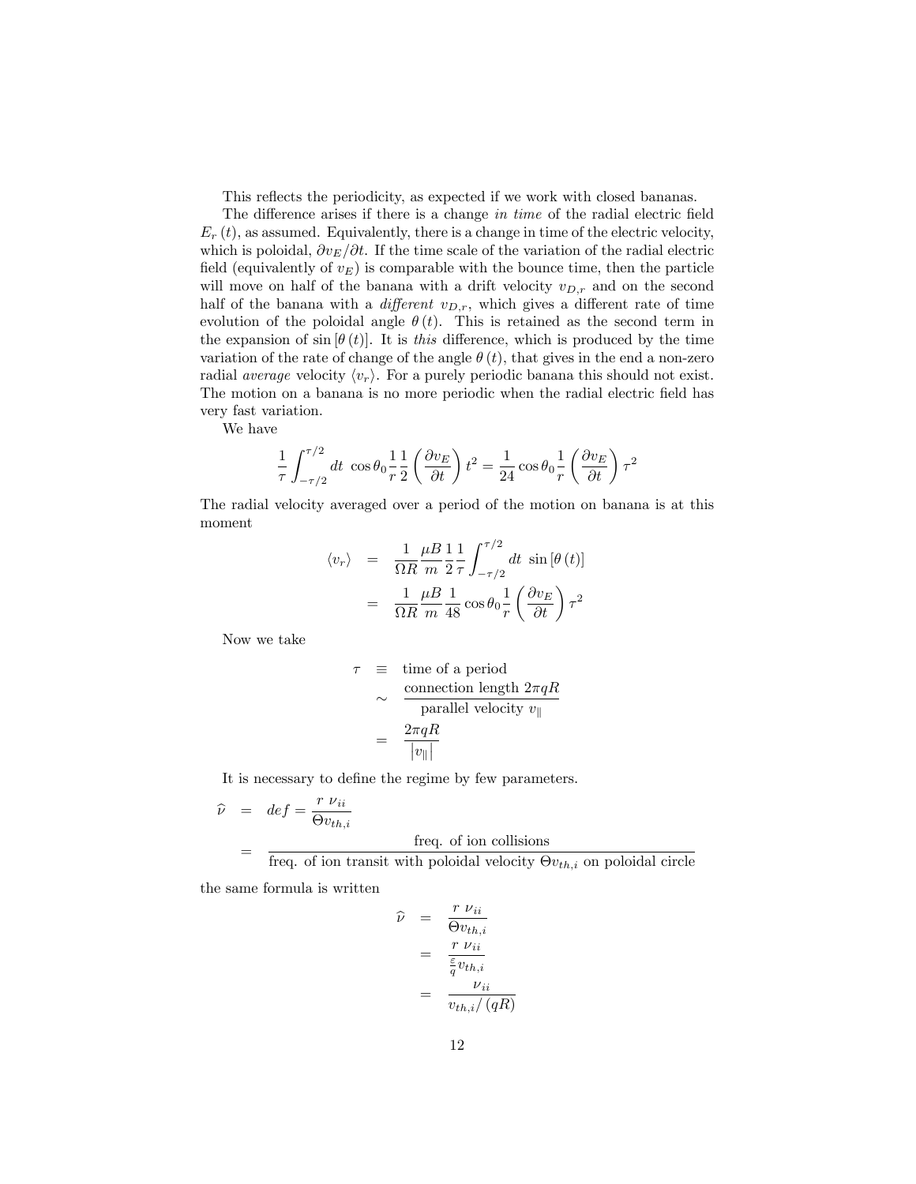This reflects the periodicity, as expected if we work with closed bananas.

The difference arises if there is a change *in time* of the radial electric field $E_r(t)$, as assumed. Equivalently, there is a change in time of the electric velocity, which is poloidal, $\partial v_E/\partial t$. If the time scale of the variation of the radial electric field (equivalently of $v_E$) is comparable with the bounce time, then the particle will move on half of the banana with a drift velocity $v_{D,r}$ and on the second half of the banana with a *different* $v_{D,r}$, which gives a different rate of time evolution of the poloidal angle $\theta(t)$. This is retained as the second term in the expansion of $\sin[\theta(t)]$. It is *this* difference, which is produced by the time variation of the rate of change of the angle $\theta(t)$, that gives in the end a non-zero radial *average* velocity $\langle v_r \rangle$. For a purely periodic banana this should not exist. The motion on a banana is no more periodic when the radial electric field has very fast variation.

We have

$$\frac{1}{\tau}\int_{-\tau/2}^{\tau/2} dt \ \cos\theta_0 \frac{1}{r}\frac{1}{2}\left(\frac{\partial v_E}{\partial t}\right)t^2 = \frac{1}{24}\cos\theta_0 \frac{1}{r}\left(\frac{\partial v_E}{\partial t}\right)\tau^2$$

The radial velocity averaged over a period of the motion on banana is at this moment

$$\begin{aligned}
\langle v_r \rangle &= \frac{1}{\Omega R}\frac{\mu B}{m}\frac{1}{2}\frac{1}{\tau}\int_{-\tau/2}^{\tau/2} dt \ \sin[\theta(t)] \\
&= \frac{1}{\Omega R}\frac{\mu B}{m}\frac{1}{48}\cos\theta_0 \frac{1}{r}\left(\frac{\partial v_E}{\partial t}\right)\tau^2
\end{aligned}$$

Now we take

$$\begin{aligned}
\tau &\equiv \text{time of a period} \\
&\sim \frac{\text{connection length } 2\pi q R}{\text{parallel velocity } v_\parallel} \\
&= \frac{2\pi q R}{|v_\parallel|}
\end{aligned}$$

It is necessary to define the regime by few parameters.

$$\begin{aligned}
\widehat{\nu} &= def = \frac{r\ \nu_{ii}}{\Theta v_{th,i}} \\
&= \frac{\text{freq. of ion collisions}}{\text{freq. of ion transit with poloidal velocity } \Theta v_{th,i} \text{ on poloidal circle}}
\end{aligned}$$

the same formula is written

$$\begin{aligned}
\widehat{\nu} &= \frac{r\ \nu_{ii}}{\Theta v_{th,i}} \\
&= \frac{r\ \nu_{ii}}{\frac{\varepsilon}{q} v_{th,i}} \\
&= \frac{\nu_{ii}}{v_{th,i}/(qR)}
\end{aligned}$$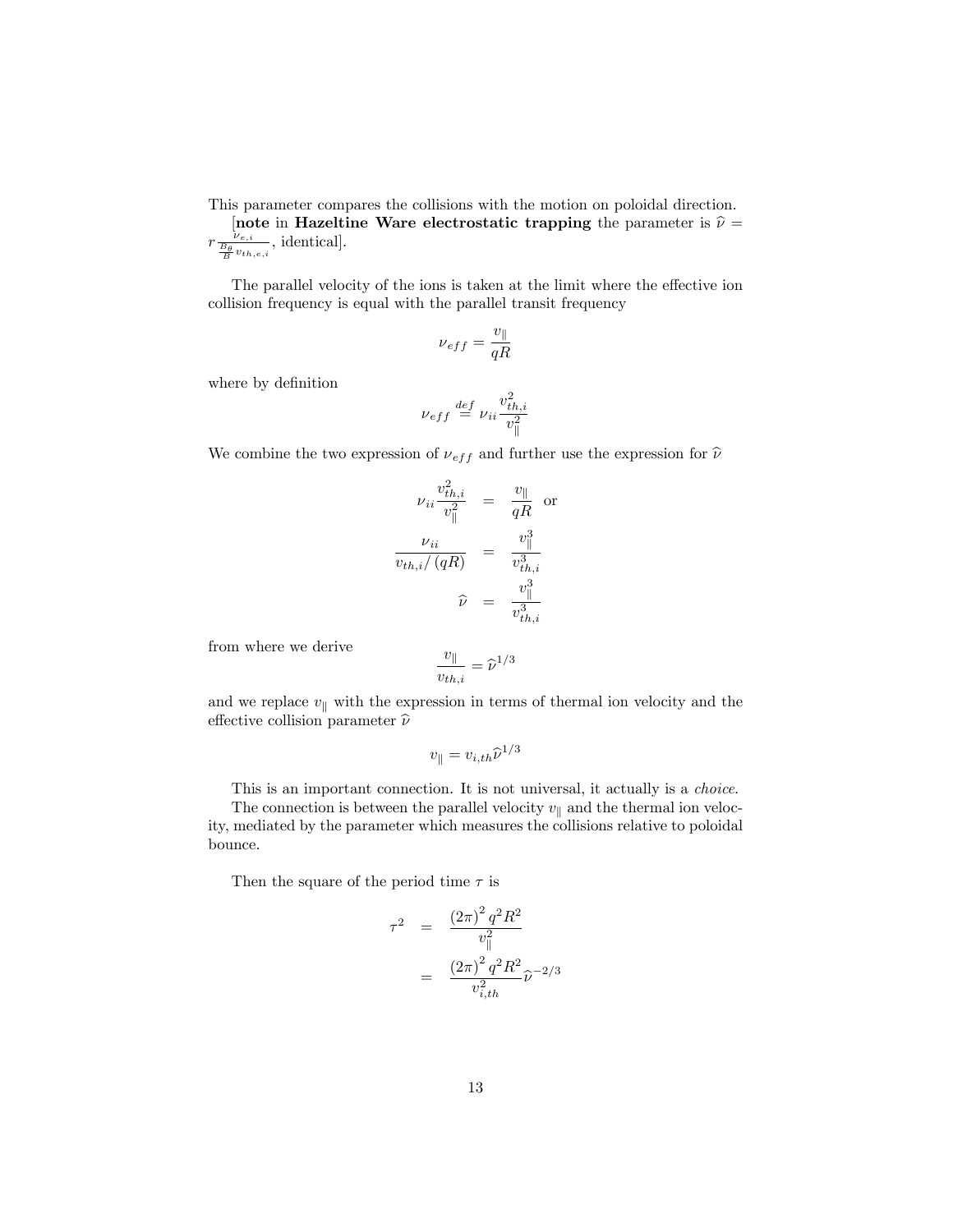This parameter compares the collisions with the motion on poloidal direction.

[**note** in **Hazeltine Ware electrostatic trapping** the parameter is $\widehat{\nu} = r\frac{\nu_{e,i}}{\frac{B_\theta}{B}v_{th,e,i}}$, identical].

The parallel velocity of the ions is taken at the limit where the effective ion collision frequency is equal with the parallel transit frequency

$$\nu_{eff} = \frac{v_\parallel}{qR}$$

where by definition

$$\nu_{eff} \overset{def}{=} \nu_{ii}\frac{v_{th,i}^2}{v_\parallel^2}$$

We combine the two expression of $\nu_{eff}$ and further use the expression for $\widehat{\nu}$

$$\begin{aligned}
\nu_{ii}\frac{v_{th,i}^2}{v_\parallel^2} &= \frac{v_\parallel}{qR} \quad \text{or} \\
\frac{\nu_{ii}}{v_{th,i}/\left(qR\right)} &= \frac{v_\parallel^3}{v_{th,i}^3} \\
\widehat{\nu} &= \frac{v_\parallel^3}{v_{th,i}^3}
\end{aligned}$$

from where we derive

$$\frac{v_\parallel}{v_{th,i}} = \widehat{\nu}^{1/3}$$

and we replace $v_\parallel$ with the expression in terms of thermal ion velocity and the effective collision parameter $\widehat{\nu}$

$$v_\parallel = v_{i,th}\widehat{\nu}^{1/3}$$

This is an important connection. It is not universal, it actually is a *choice*.

The connection is between the parallel velocity $v_\parallel$ and the thermal ion velocity, mediated by the parameter which measures the collisions relative to poloidal bounce.

Then the square of the period time $\tau$ is

$$\begin{aligned}
\tau^2 &= \frac{\left(2\pi\right)^2 q^2 R^2}{v_\parallel^2} \\
&= \frac{\left(2\pi\right)^2 q^2 R^2}{v_{i,th}^2}\widehat{\nu}^{-2/3}
\end{aligned}$$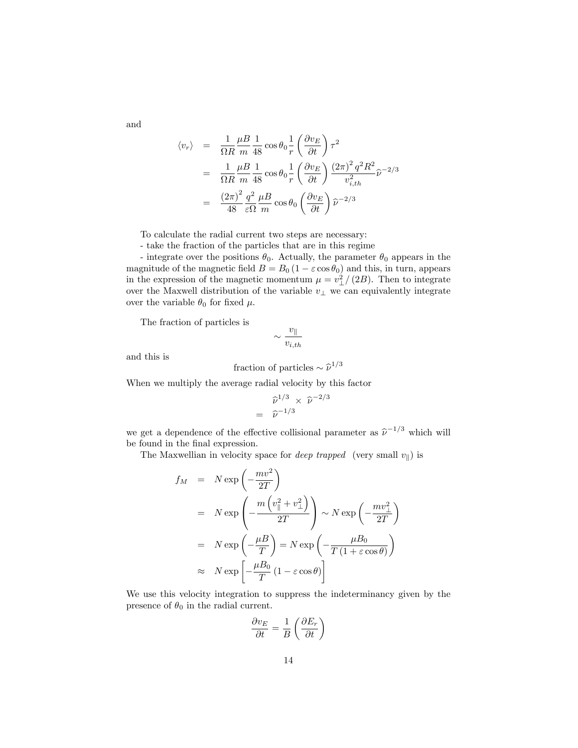and

$$
\begin{aligned}
\langle v_r \rangle &= \frac{1}{\Omega R} \frac{\mu B}{m} \frac{1}{48} \cos\theta_0 \frac{1}{r} \left( \frac{\partial v_E}{\partial t} \right) \tau^2 \\
&= \frac{1}{\Omega R} \frac{\mu B}{m} \frac{1}{48} \cos\theta_0 \frac{1}{r} \left( \frac{\partial v_E}{\partial t} \right) \frac{(2\pi)^2 q^2 R^2}{v_{i,th}^2} \widehat{\nu}^{-2/3} \\
&= \frac{(2\pi)^2}{48} \frac{q^2}{\varepsilon \Omega} \frac{\mu B}{m} \cos\theta_0 \left( \frac{\partial v_E}{\partial t} \right) \widehat{\nu}^{-2/3}
\end{aligned}
$$

To calculate the radial current two steps are necessary:

- take the fraction of the particles that are in this regime

- integrate over the positions $\theta_0$. Actually, the parameter $\theta_0$ appears in the magnitude of the magnetic field $B = B_0 (1 - \varepsilon \cos\theta_0)$ and this, in turn, appears in the expression of the magnetic momentum $\mu = v_\perp^2 / (2B)$. Then to integrate over the Maxwell distribution of the variable $v_\perp$ we can equivalently integrate over the variable $\theta_0$ for fixed $\mu$.

The fraction of particles is

$$
\sim \frac{v_\parallel}{v_{i,th}}
$$

and this is

$$
\text{fraction of particles} \sim \widehat{\nu}^{1/3}
$$

When we multiply the average radial velocity by this factor

$$
\begin{aligned}
& \widehat{\nu}^{1/3} \times \widehat{\nu}^{-2/3} \\
= \; & \widehat{\nu}^{-1/3}
\end{aligned}
$$

we get a dependence of the effective collisional parameter as $\widehat{\nu}^{-1/3}$ which will be found in the final expression.

The Maxwellian in velocity space for *deep trapped* (very small $v_\parallel$) is

$$
\begin{aligned}
f_M &= N \exp\left( -\frac{mv^2}{2T} \right) \\
&= N \exp\left( -\frac{m\left(v_\parallel^2 + v_\perp^2\right)}{2T} \right) \sim N \exp\left( -\frac{mv_\perp^2}{2T} \right) \\
&= N \exp\left( -\frac{\mu B}{T} \right) = N \exp\left( -\frac{\mu B_0}{T\,(1 + \varepsilon \cos\theta)} \right) \\
&\approx N \exp\left[ -\frac{\mu B_0}{T} \left(1 - \varepsilon \cos\theta\right) \right]
\end{aligned}
$$

We use this velocity integration to suppress the indeterminancy given by the presence of $\theta_0$ in the radial current.

$$
\frac{\partial v_E}{\partial t} = \frac{1}{B} \left( \frac{\partial E_r}{\partial t} \right)
$$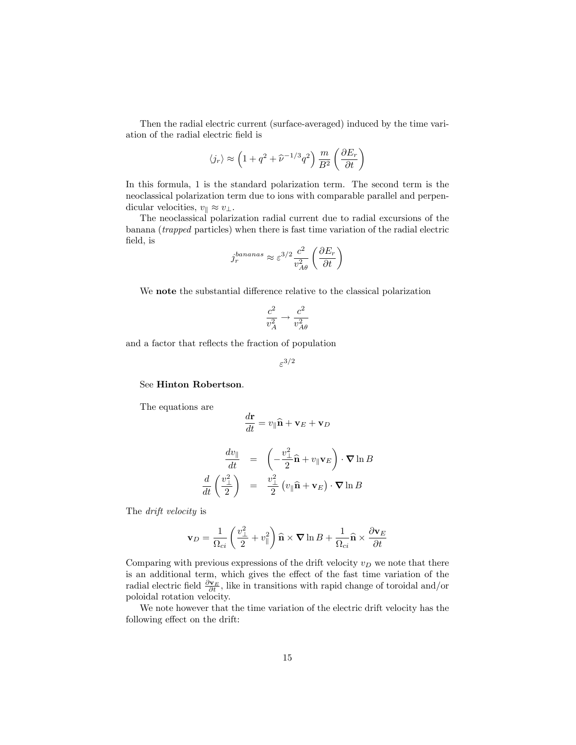Then the radial electric current (surface-averaged) induced by the time variation of the radial electric field is

$$\langle j_r \rangle \approx \left(1 + q^2 + \widehat{\nu}^{-1/3} q^2\right) \frac{m}{B^2} \left(\frac{\partial E_r}{\partial t}\right)$$

In this formula, 1 is the standard polarization term. The second term is the neoclassical polarization term due to ions with comparable parallel and perpendicular velocities, $v_\parallel \approx v_\perp$.

The neoclassical polarization radial current due to radial excursions of the banana (*trapped* particles) when there is fast time variation of the radial electric field, is

$$j_r^{bananas} \approx \varepsilon^{3/2} \frac{c^2}{v_{A\theta}^2} \left(\frac{\partial E_r}{\partial t}\right)$$

We **note** the substantial difference relative to the classical polarization

$$\frac{c^2}{v_A^2} \rightarrow \frac{c^2}{v_{A\theta}^2}$$

and a factor that reflects the fraction of population

$$\varepsilon^{3/2}$$

See **Hinton Robertson**.

The equations are

$$\frac{d\mathbf{r}}{dt} = v_\parallel \widehat{\mathbf{n}} + \mathbf{v}_E + \mathbf{v}_D$$

$$\begin{aligned}
\frac{dv_\parallel}{dt} &= \left(-\frac{v_\perp^2}{2}\widehat{\mathbf{n}} + v_\parallel \mathbf{v}_E\right) \cdot \boldsymbol{\nabla} \ln B \\
\frac{d}{dt}\left(\frac{v_\perp^2}{2}\right) &= \frac{v_\perp^2}{2}\left(v_\parallel \widehat{\mathbf{n}} + \mathbf{v}_E\right) \cdot \boldsymbol{\nabla} \ln B
\end{aligned}$$

The *drift velocity* is

$$\mathbf{v}_D = \frac{1}{\Omega_{ci}}\left(\frac{v_\perp^2}{2} + v_\parallel^2\right) \widehat{\mathbf{n}} \times \boldsymbol{\nabla} \ln B + \frac{1}{\Omega_{ci}} \widehat{\mathbf{n}} \times \frac{\partial \mathbf{v}_E}{\partial t}$$

Comparing with previous expressions of the drift velocity $v_D$ we note that there is an additional term, which gives the effect of the fast time variation of the radial electric field $\frac{\partial \mathbf{v}_E}{\partial t}$, like in transitions with rapid change of toroidal and/or poloidal rotation velocity.

We note however that the time variation of the electric drift velocity has the following effect on the drift: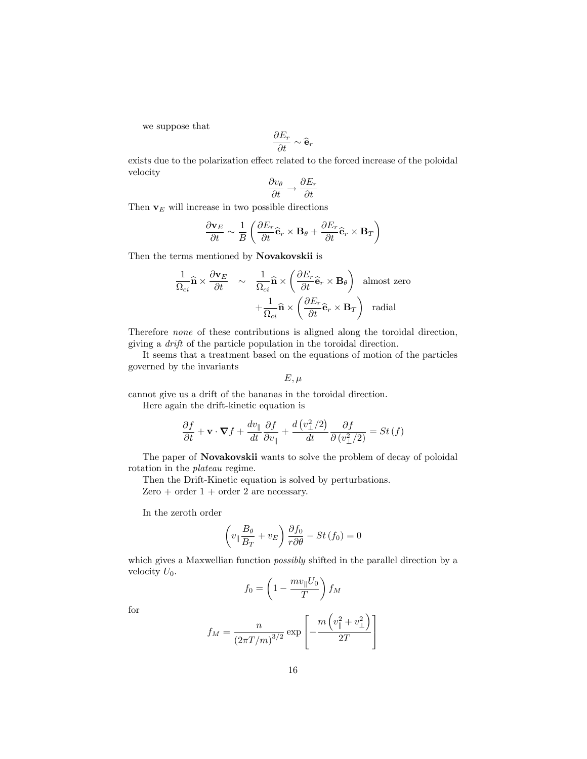we suppose that

$$\frac{\partial E_r}{\partial t} \sim \widehat{\mathbf{e}}_r$$

exists due to the polarization effect related to the forced increase of the poloidal velocity

$$\frac{\partial v_\theta}{\partial t} \rightarrow \frac{\partial E_r}{\partial t}$$

Then $\mathbf{v}_E$ will increase in two possible directions

$$\frac{\partial \mathbf{v}_E}{\partial t} \sim \frac{1}{B}\left(\frac{\partial E_r}{\partial t}\widehat{\mathbf{e}}_r \times \mathbf{B}_\theta + \frac{\partial E_r}{\partial t}\widehat{\mathbf{e}}_r \times \mathbf{B}_T\right)$$

Then the terms mentioned by **Novakovskii** is

$$\begin{aligned}
\frac{1}{\Omega_{ci}}\widehat{\mathbf{n}} \times \frac{\partial \mathbf{v}_E}{\partial t} \quad &\sim \quad \frac{1}{\Omega_{ci}}\widehat{\mathbf{n}} \times \left(\frac{\partial E_r}{\partial t}\widehat{\mathbf{e}}_r \times \mathbf{B}_\theta\right) \quad \text{almost zero} \\
&\quad + \frac{1}{\Omega_{ci}}\widehat{\mathbf{n}} \times \left(\frac{\partial E_r}{\partial t}\widehat{\mathbf{e}}_r \times \mathbf{B}_T\right) \quad \text{radial}
\end{aligned}$$

Therefore *none* of these contributions is aligned along the toroidal direction, giving a *drift* of the particle population in the toroidal direction.

It seems that a treatment based on the equations of motion of the particles governed by the invariants

$$E, \mu$$

cannot give us a drift of the bananas in the toroidal direction.

Here again the drift-kinetic equation is

$$\frac{\partial f}{\partial t} + \mathbf{v} \cdot \boldsymbol{\nabla} f + \frac{dv_\parallel}{dt}\frac{\partial f}{\partial v_\parallel} + \frac{d\left(v_\perp^2/2\right)}{dt}\frac{\partial f}{\partial\left(v_\perp^2/2\right)} = St\left(f\right)$$

The paper of **Novakovskii** wants to solve the problem of decay of poloidal rotation in the *plateau* regime.

Then the Drift-Kinetic equation is solved by perturbations.

Zero + order 1 + order 2 are necessary.

In the zeroth order

$$\left(v_\parallel \frac{B_\theta}{B_T} + v_E\right)\frac{\partial f_0}{r\partial\theta} - St\left(f_0\right) = 0$$

which gives a Maxwellian function *possibly* shifted in the parallel direction by a velocity $U_0$.

$$f_0 = \left(1 - \frac{mv_\parallel U_0}{T}\right) f_M$$

for

$$f_M = \frac{n}{\left(2\pi T/m\right)^{3/2}}\exp\left[-\frac{m\left(v_\parallel^2 + v_\perp^2\right)}{2T}\right]$$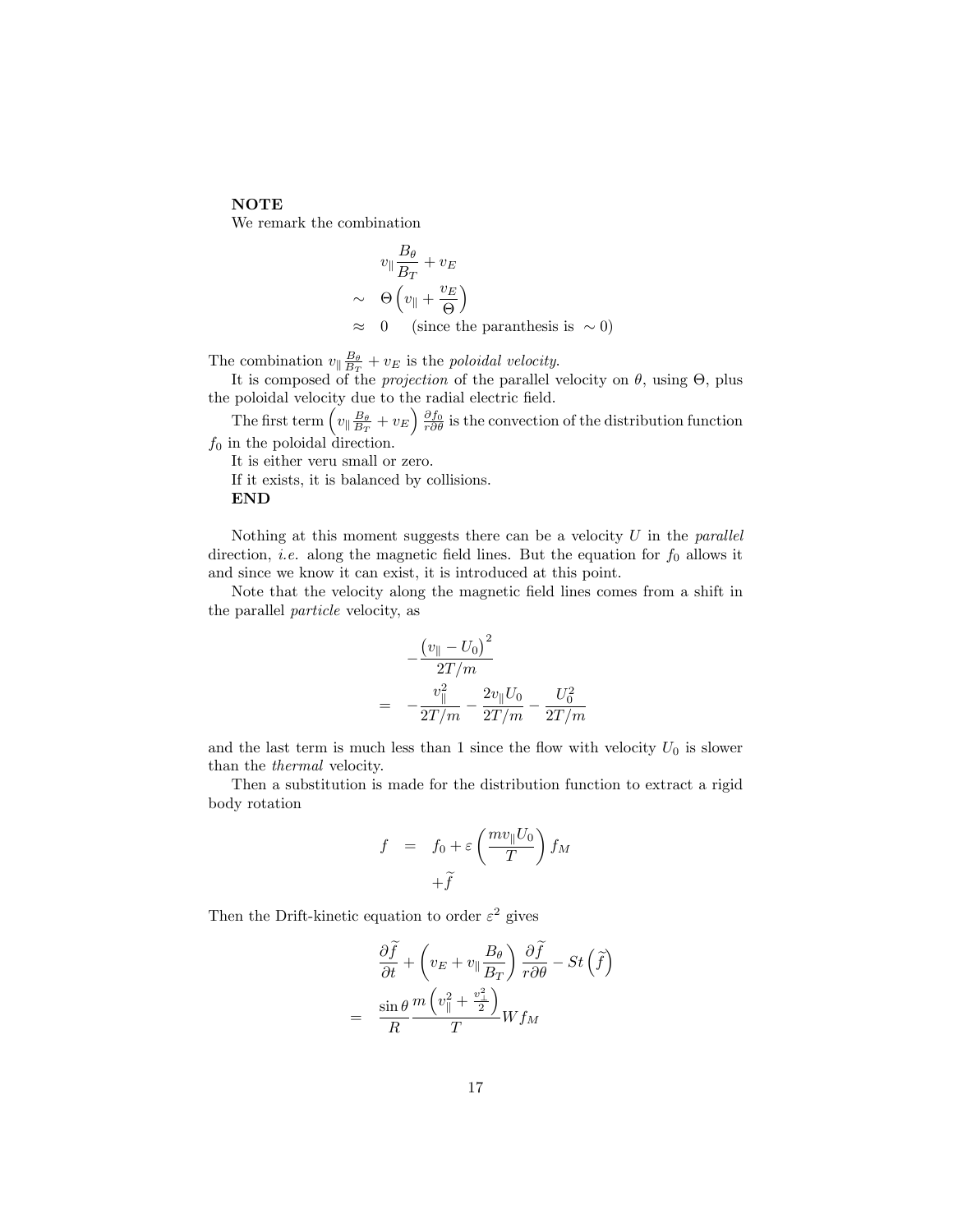**NOTE**
We remark the combination

$$
\begin{aligned}
& v_{\parallel}\frac{B_\theta}{B_T}+v_E \\
\sim\quad & \Theta\left(v_{\parallel}+\frac{v_E}{\Theta}\right) \\
\approx\quad & 0 \qquad \text{(since the paranthesis is } \sim 0)
\end{aligned}
$$

The combination $v_{\parallel}\frac{B_\theta}{B_T}+v_E$ is the *poloidal velocity*.

It is composed of the *projection* of the parallel velocity on $\theta$, using $\Theta$, plus the poloidal velocity due to the radial electric field.

The first term $\left(v_{\parallel}\frac{B_\theta}{B_T}+v_E\right)\frac{\partial f_0}{r\partial\theta}$ is the convection of the distribution function $f_0$ in the poloidal direction.

It is either veru small or zero.

If it exists, it is balanced by collisions.

**END**

Nothing at this moment suggests there can be a velocity $U$ in the *parallel* direction, *i.e.* along the magnetic field lines. But the equation for $f_0$ allows it and since we know it can exist, it is introduced at this point.

Note that the velocity along the magnetic field lines comes from a shift in the parallel *particle* velocity, as

$$
\begin{aligned}
& -\frac{\left(v_{\parallel}-U_0\right)^2}{2T/m} \\
=\quad & -\frac{v_{\parallel}^2}{2T/m}-\frac{2v_{\parallel}U_0}{2T/m}-\frac{U_0^2}{2T/m}
\end{aligned}
$$

and the last term is much less than 1 since the flow with velocity $U_0$ is slower than the *thermal* velocity.

Then a substitution is made for the distribution function to extract a rigid body rotation

$$
\begin{aligned}
f \quad = \quad & f_0+\varepsilon\left(\frac{mv_{\parallel}U_0}{T}\right)f_M \\
& +\widetilde{f}
\end{aligned}
$$

Then the Drift-kinetic equation to order $\varepsilon^2$ gives

$$
\begin{aligned}
& \frac{\partial\widetilde{f}}{\partial t}+\left(v_E+v_{\parallel}\frac{B_\theta}{B_T}\right)\frac{\partial\widetilde{f}}{r\partial\theta}-St\left(\widetilde{f}\right) \\
=\quad & \frac{\sin\theta}{R}\frac{m\left(v_{\parallel}^2+\frac{v_{\perp}^2}{2}\right)}{T}Wf_M
\end{aligned}
$$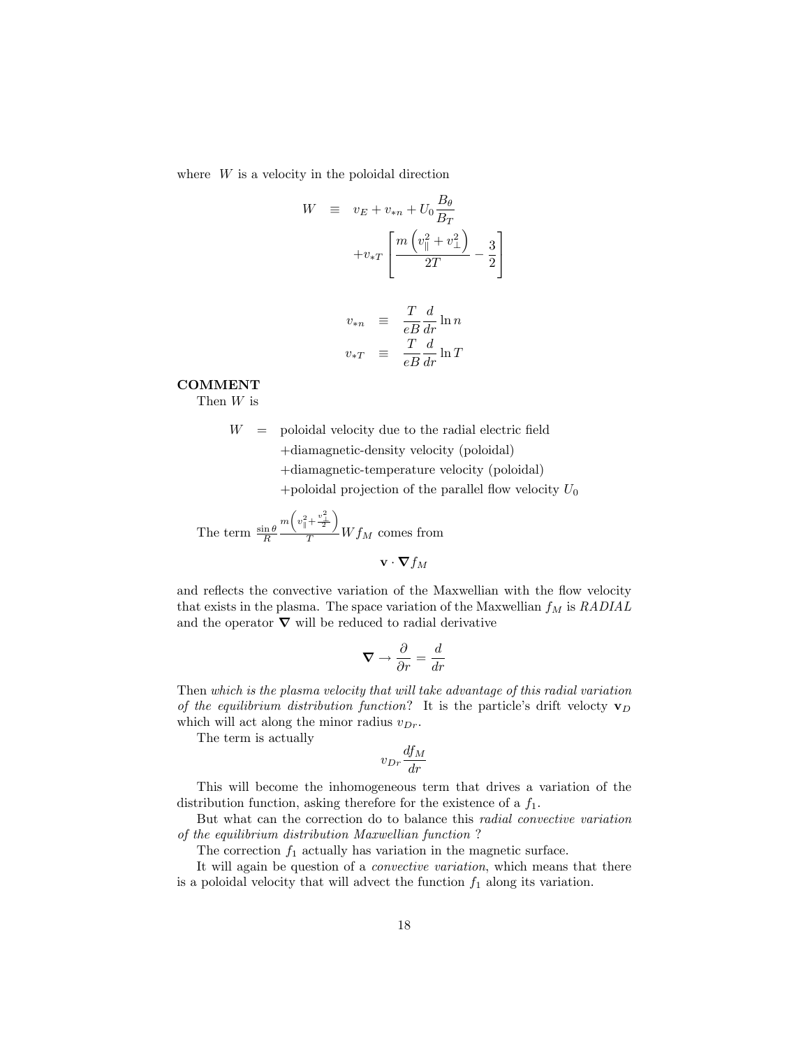where $W$ is a velocity in the poloidal direction

$$
\begin{aligned}
W &\equiv v_E + v_{*n} + U_0 \frac{B_\theta}{B_T} \\
&\quad + v_{*T} \left[ \frac{m\left(v_\parallel^2 + v_\perp^2\right)}{2T} - \frac{3}{2} \right]
\end{aligned}
$$

$$
\begin{aligned}
v_{*n} &\equiv \frac{T}{eB} \frac{d}{dr} \ln n \\
v_{*T} &\equiv \frac{T}{eB} \frac{d}{dr} \ln T
\end{aligned}
$$

**COMMENT**

Then $W$ is

$$
\begin{aligned}
W = \; & \text{poloidal velocity due to the radial electric field} \\
& + \text{diamagnetic-density velocity (poloidal)} \\
& + \text{diamagnetic-temperature velocity (poloidal)} \\
& + \text{poloidal projection of the parallel flow velocity } U_0
\end{aligned}
$$

The term $\frac{\sin\theta}{R} \frac{m\left(v_\parallel^2 + \frac{v_\perp^2}{2}\right)}{T} W f_M$ comes from

$$
\mathbf{v} \cdot \boldsymbol{\nabla} f_M
$$

and reflects the convective variation of the Maxwellian with the flow velocity that exists in the plasma. The space variation of the Maxwellian $f_M$ is *RADIAL* and the operator $\boldsymbol{\nabla}$ will be reduced to radial derivative

$$
\boldsymbol{\nabla} \rightarrow \frac{\partial}{\partial r} = \frac{d}{dr}
$$

Then *which is the plasma velocity that will take advantage of this radial variation of the equilibrium distribution function*? It is the particle's drift velocty $\mathbf{v}_D$ which will act along the minor radius $v_{Dr}$.

The term is actually

$$
v_{Dr} \frac{df_M}{dr}
$$

This will become the inhomogeneous term that drives a variation of the distribution function, asking therefore for the existence of a $f_1$.

But what can the correction do to balance this *radial convective variation of the equilibrium distribution Maxwellian function* ?

The correction $f_1$ actually has variation in the magnetic surface.

It will again be question of a *convective variation*, which means that there is a poloidal velocity that will advect the function $f_1$ along its variation.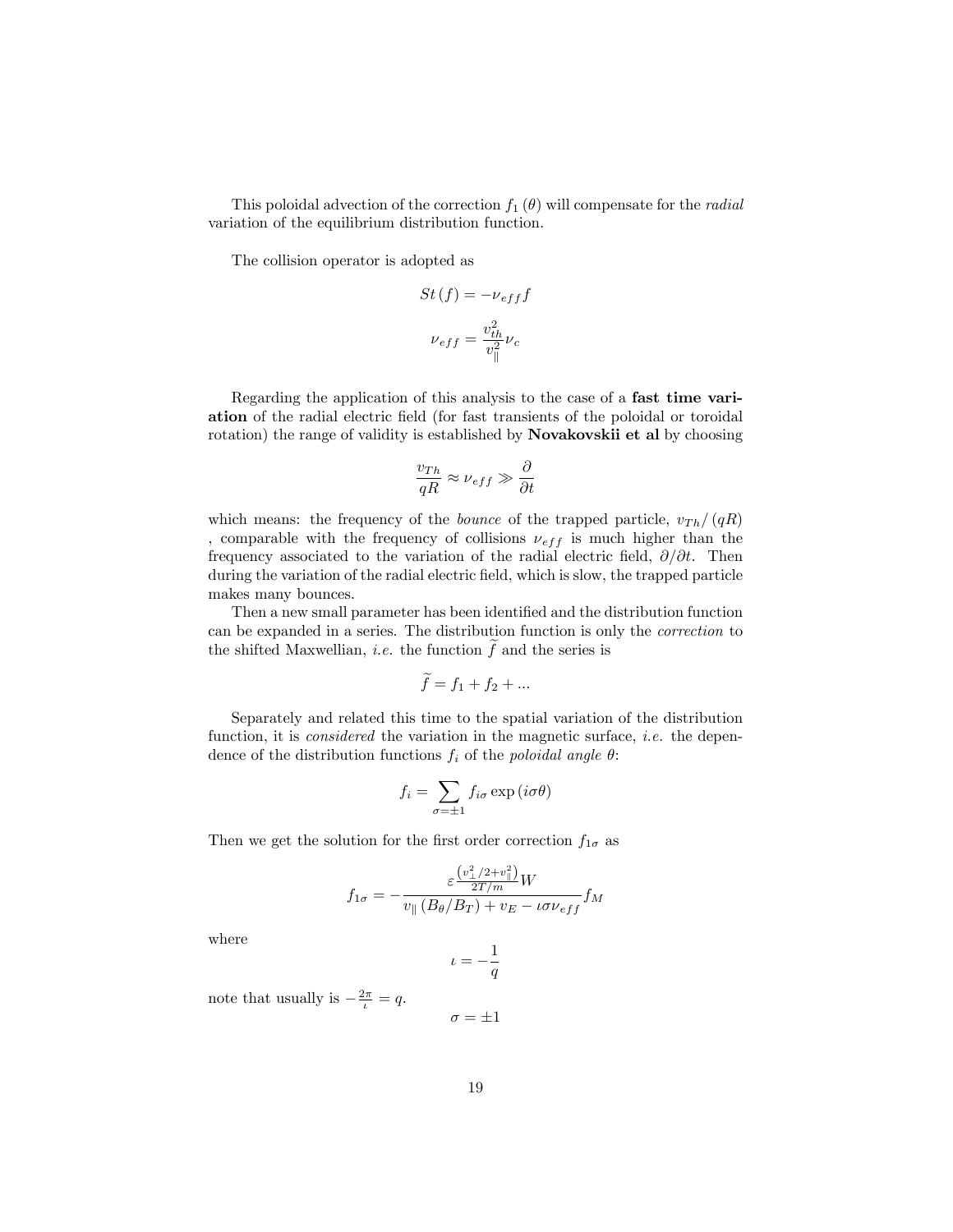This poloidal advection of the correction $f_1(\theta)$ will compensate for the *radial* variation of the equilibrium distribution function.

The collision operator is adopted as

$$St(f) = -\nu_{eff} f$$

$$\nu_{eff} = \frac{v_{th}^2}{v_{\parallel}^2}\nu_c$$

Regarding the application of this analysis to the case of a **fast time variation** of the radial electric field (for fast transients of the poloidal or toroidal rotation) the range of validity is established by **Novakovskii et al** by choosing

$$\frac{v_{Th}}{qR} \approx \nu_{eff} \gg \frac{\partial}{\partial t}$$

which means: the frequency of the *bounce* of the trapped particle, $v_{Th}/(qR)$ , comparable with the frequency of collisions $\nu_{eff}$ is much higher than the frequency associated to the variation of the radial electric field, $\partial/\partial t$. Then during the variation of the radial electric field, which is slow, the trapped particle makes many bounces.

Then a new small parameter has been identified and the distribution function can be expanded in a series. The distribution function is only the *correction* to the shifted Maxwellian, *i.e.* the function $\widetilde{f}$ and the series is

$$\widetilde{f} = f_1 + f_2 + \ldots$$

Separately and related this time to the spatial variation of the distribution function, it is *considered* the variation in the magnetic surface, *i.e.* the dependence of the distribution functions $f_i$ of the *poloidal angle* $\theta$:

$$f_i = \sum_{\sigma=\pm 1} f_{i\sigma} \exp(i\sigma\theta)$$

Then we get the solution for the first order correction $f_{1\sigma}$ as

$$f_{1\sigma} = -\frac{\varepsilon \frac{\left(v_{\perp}^2/2 + v_{\parallel}^2\right)}{2T/m} W}{v_{\parallel}(B_{\theta}/B_T) + v_E - \iota\sigma\nu_{eff}} f_M$$

where

$$\iota = -\frac{1}{q}$$

note that usually is $-\frac{2\pi}{\iota} = q$.

$$\sigma = \pm 1$$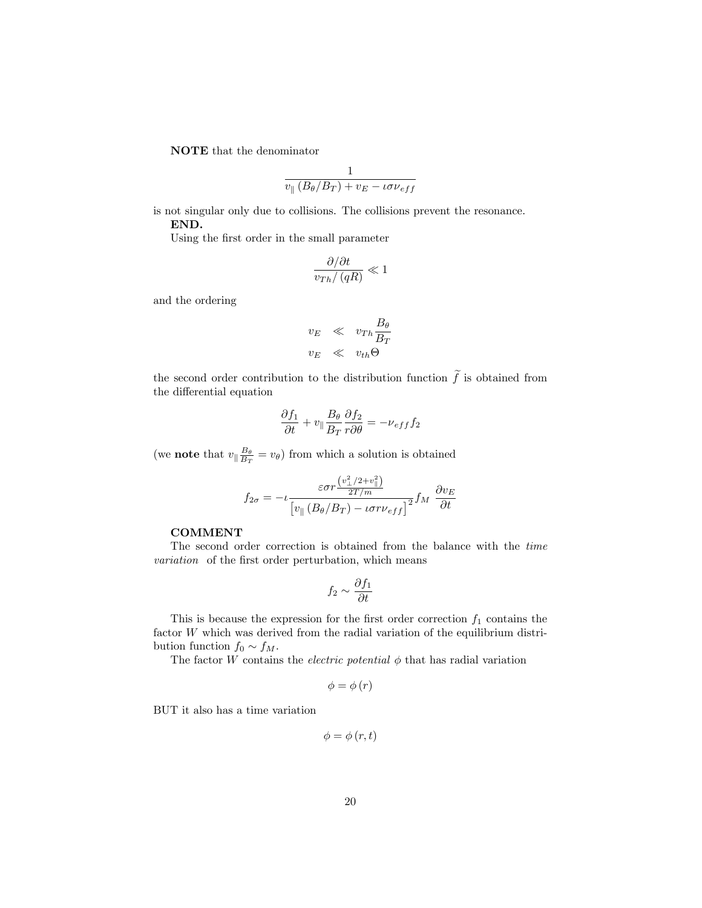**NOTE** that the denominator

$$\frac{1}{v_{\parallel}\left(B_{\theta}/B_{T}\right)+v_{E}-\iota\sigma\nu_{eff}}$$

is not singular only due to collisions. The collisions prevent the resonance.

**END.**

Using the first order in the small parameter

$$\frac{\partial/\partial t}{v_{Th}/\left(qR\right)}\ll 1$$

and the ordering

$$\begin{aligned} v_{E} &\ll v_{Th}\frac{B_{\theta}}{B_{T}} \\ v_{E} &\ll v_{th}\Theta \end{aligned}$$

the second order contribution to the distribution function $\widetilde{f}$ is obtained from the differential equation

$$\frac{\partial f_{1}}{\partial t}+v_{\parallel}\frac{B_{\theta}}{B_{T}}\frac{\partial f_{2}}{r\partial\theta}=-\nu_{eff}f_{2}$$

(we **note** that $v_{\parallel}\frac{B_{\theta}}{B_{T}}=v_{\theta}$) from which a solution is obtained

$$f_{2\sigma}=-\iota\frac{\varepsilon\sigma r\frac{\left(v_{\perp}^{2}/2+v_{\parallel}^{2}\right)}{2T/m}}{\left[v_{\parallel}\left(B_{\theta}/B_{T}\right)-\iota\sigma r\nu_{eff}\right]^{2}}f_{M}\ \frac{\partial v_{E}}{\partial t}$$

**COMMENT**

The second order correction is obtained from the balance with the *time variation* of the first order perturbation, which means

$$f_{2}\sim\frac{\partial f_{1}}{\partial t}$$

This is because the expression for the first order correction $f_{1}$ contains the factor $W$ which was derived from the radial variation of the equilibrium distribution function $f_{0}\sim f_{M}$.

The factor $W$ contains the *electric potential* $\phi$ that has radial variation

$$\phi=\phi\left(r\right)$$

BUT it also has a time variation

$$\phi=\phi\left(r,t\right)$$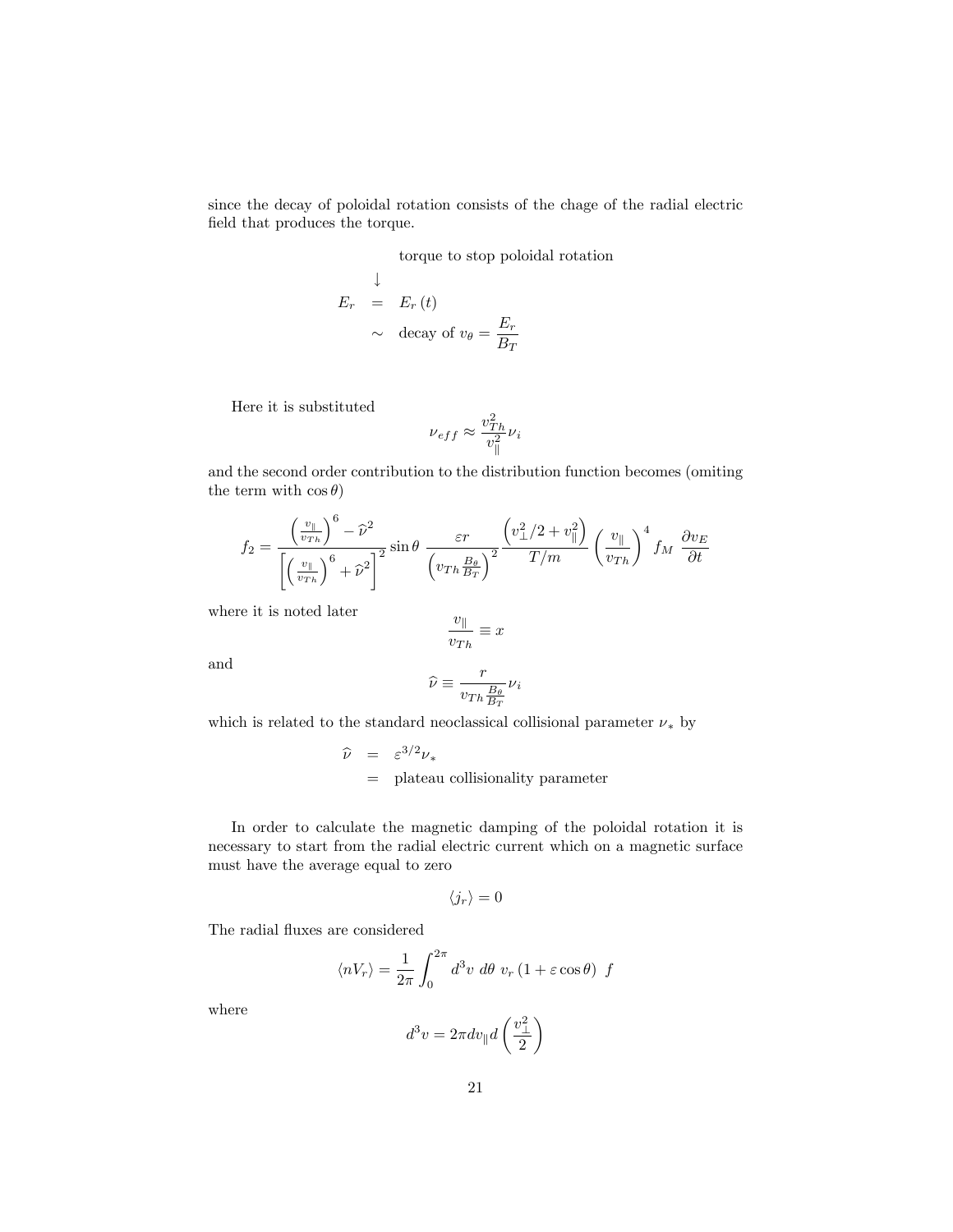since the decay of poloidal rotation consists of the chage of the radial electric field that produces the torque.

$$
\begin{array}{rcl}
 & & \text{torque to stop poloidal rotation} \\
 \downarrow & & \\
E_r & = & E_r(t) \\
 & \sim & \text{decay of } v_\theta = \dfrac{E_r}{B_T}
\end{array}
$$

Here it is substituted

$$
\nu_{eff} \approx \frac{v_{Th}^2}{v_\parallel^2} \nu_i
$$

and the second order contribution to the distribution function becomes (omiting the term with $\cos\theta$)

$$
f_2 = \frac{\left(\frac{v_\parallel}{v_{Th}}\right)^6 - \widehat{\nu}^2}{\left[\left(\frac{v_\parallel}{v_{Th}}\right)^6 + \widehat{\nu}^2\right]^2} \sin\theta \; \frac{\varepsilon r}{\left(v_{Th}\frac{B_\theta}{B_T}\right)^2} \frac{\left(v_\perp^2/2 + v_\parallel^2\right)}{T/m} \left(\frac{v_\parallel}{v_{Th}}\right)^4 f_M \; \frac{\partial v_E}{\partial t}
$$

where it is noted later

$$
\frac{v_\parallel}{v_{Th}} \equiv x
$$

and

$$
\widehat{\nu} \equiv \frac{r}{v_{Th}\frac{B_\theta}{B_T}} \nu_i
$$

which is related to the standard neoclassical collisional parameter $\nu_*$ by

$$
\begin{array}{rcl}
\widehat{\nu} & = & \varepsilon^{3/2} \nu_* \\
 & = & \text{plateau collisionality parameter}
\end{array}
$$

In order to calculate the magnetic damping of the poloidal rotation it is necessary to start from the radial electric current which on a magnetic surface must have the average equal to zero

$$
\langle j_r \rangle = 0
$$

The radial fluxes are considered

$$
\langle nV_r \rangle = \frac{1}{2\pi} \int_0^{2\pi} d^3v \; d\theta \; v_r \left(1 + \varepsilon \cos\theta\right) \; f
$$

where

$$
d^3v = 2\pi dv_\parallel d\left(\frac{v_\perp^2}{2}\right)
$$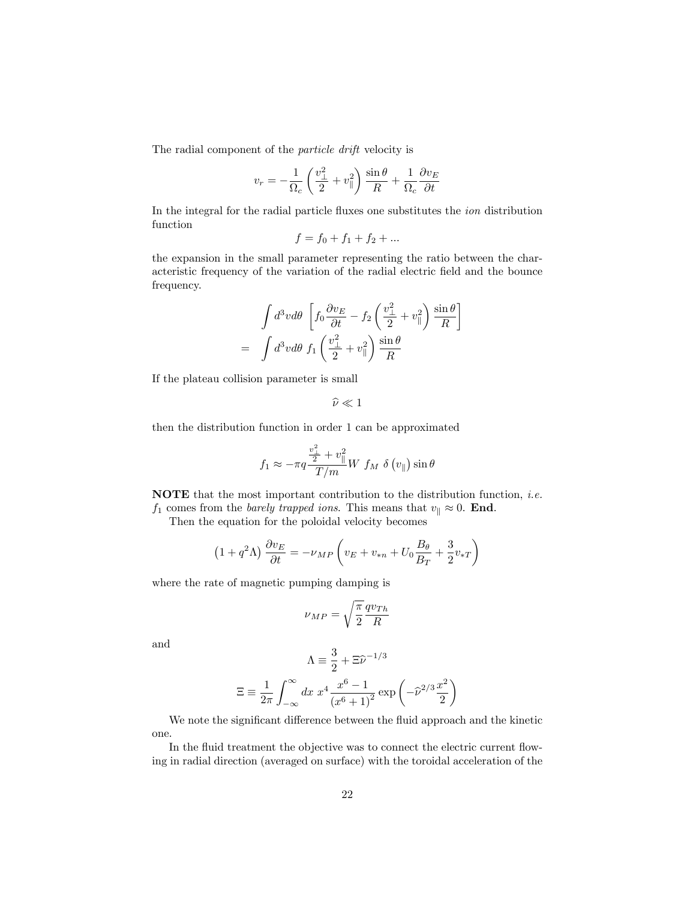The radial component of the *particle drift* velocity is

$$v_r = -\frac{1}{\Omega_c}\left(\frac{v_\perp^2}{2}+v_\parallel^2\right)\frac{\sin\theta}{R}+\frac{1}{\Omega_c}\frac{\partial v_E}{\partial t}$$

In the integral for the radial particle fluxes one substitutes the *ion* distribution function

$$f = f_0 + f_1 + f_2 + ...$$

the expansion in the small parameter representing the ratio between the characteristic frequency of the variation of the radial electric field and the bounce frequency.

$$\begin{aligned}
&\int d^3v d\theta \left[f_0 \frac{\partial v_E}{\partial t} - f_2\left(\frac{v_\perp^2}{2}+v_\parallel^2\right)\frac{\sin\theta}{R}\right] \\
=& \int d^3v d\theta \; f_1\left(\frac{v_\perp^2}{2}+v_\parallel^2\right)\frac{\sin\theta}{R}
\end{aligned}$$

If the plateau collision parameter is small

$$\widehat{\nu} \ll 1$$

then the distribution function in order 1 can be approximated

$$f_1 \approx -\pi q \frac{\frac{v_\perp^2}{2}+v_\parallel^2}{T/m} W \; f_M \; \delta\left(v_\parallel\right)\sin\theta$$

**NOTE** that the most important contribution to the distribution function, *i.e.* $f_1$ comes from the *barely trapped ions*. This means that $v_\parallel \approx 0$. **End**.

Then the equation for the poloidal velocity becomes

$$\left(1+q^2\Lambda\right)\frac{\partial v_E}{\partial t} = -\nu_{MP}\left(v_E + v_{*n} + U_0\frac{B_\theta}{B_T}+\frac{3}{2}v_{*T}\right)$$

where the rate of magnetic pumping damping is

$$\nu_{MP} = \sqrt{\frac{\pi}{2}}\frac{q v_{Th}}{R}$$

and

$$\Lambda \equiv \frac{3}{2} + \Xi \widehat{\nu}^{-1/3}$$

$$\Xi \equiv \frac{1}{2\pi}\int_{-\infty}^{\infty} dx \; x^4 \frac{x^6-1}{\left(x^6+1\right)^2}\exp\left(-\widehat{\nu}^{2/3}\frac{x^2}{2}\right)$$

We note the significant difference between the fluid approach and the kinetic one.

In the fluid treatment the objective was to connect the electric current flowing in radial direction (averaged on surface) with the toroidal acceleration of the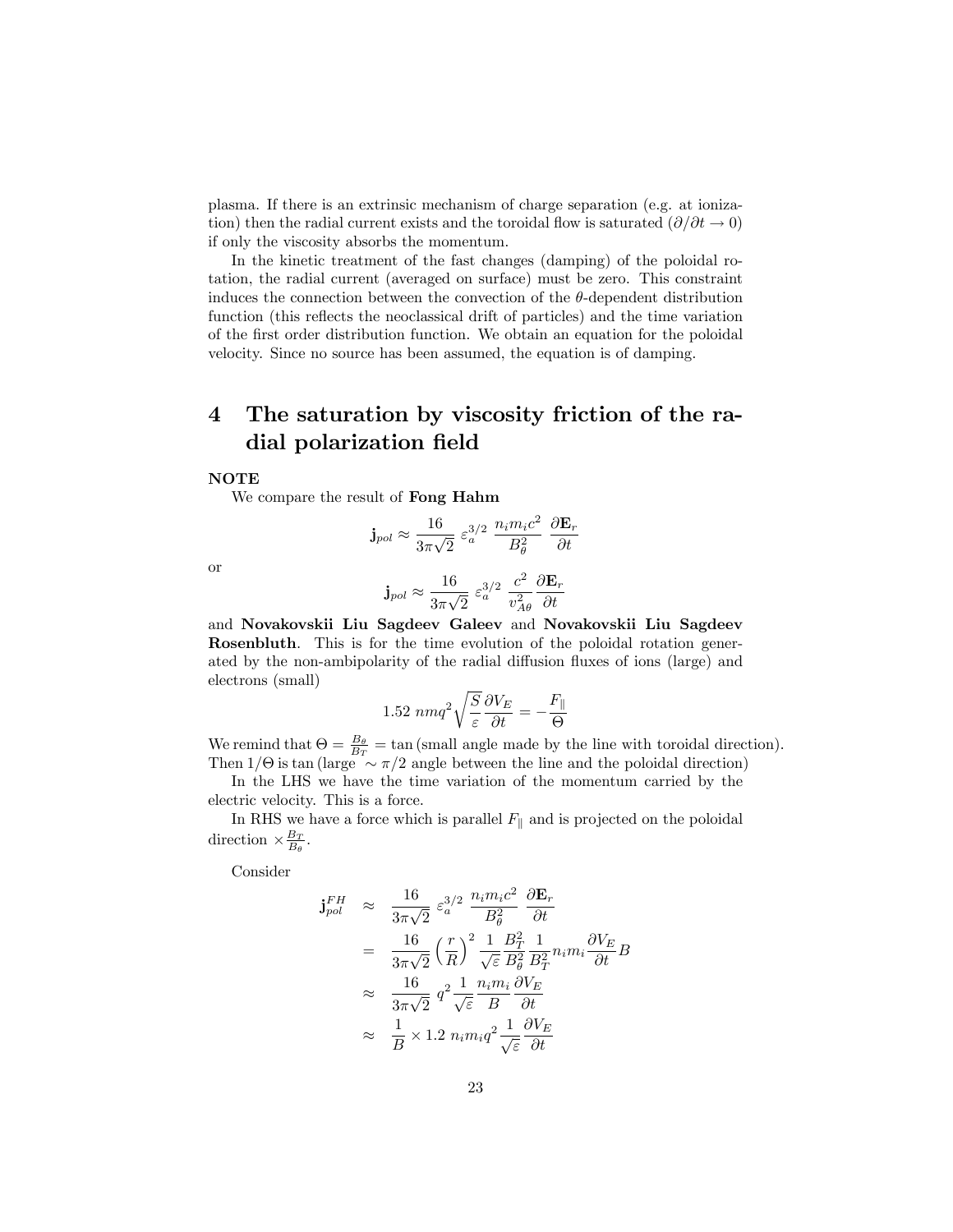plasma. If there is an extrinsic mechanism of charge separation (e.g. at ionization) then the radial current exists and the toroidal flow is saturated ($\partial/\partial t \to 0$) if only the viscosity absorbs the momentum.

In the kinetic treatment of the fast changes (damping) of the poloidal rotation, the radial current (averaged on surface) must be zero. This constraint induces the connection between the convection of the $\theta$-dependent distribution function (this reflects the neoclassical drift of particles) and the time variation of the first order distribution function. We obtain an equation for the poloidal velocity. Since no source has been assumed, the equation is of damping.

# 4 The saturation by viscosity friction of the radial polarization field

**NOTE**

We compare the result of **Fong Hahm**

$$\mathbf{j}_{pol} \approx \frac{16}{3\pi\sqrt{2}}\ \varepsilon_a^{3/2}\ \frac{n_i m_i c^2}{B_\theta^2}\ \frac{\partial \mathbf{E}_r}{\partial t}$$

or

$$\mathbf{j}_{pol} \approx \frac{16}{3\pi\sqrt{2}}\ \varepsilon_a^{3/2}\ \frac{c^2}{v_{A\theta}^2}\frac{\partial \mathbf{E}_r}{\partial t}$$

and **Novakovskii Liu Sagdeev Galeev** and **Novakovskii Liu Sagdeev Rosenbluth**. This is for the time evolution of the poloidal rotation generated by the non-ambipolarity of the radial diffusion fluxes of ions (large) and electrons (small)

$$1.52\ nmq^2\sqrt{\frac{S}{\varepsilon}}\frac{\partial V_E}{\partial t} = -\frac{F_\parallel}{\Theta}$$

We remind that $\Theta = \frac{B_\theta}{B_T} = \tan$ (small angle made by the line with toroidal direction). Then $1/\Theta$ is tan (large $\sim \pi/2$ angle between the line and the poloidal direction)

In the LHS we have the time variation of the momentum carried by the electric velocity. This is a force.

In RHS we have a force which is parallel $F_\parallel$ and is projected on the poloidal direction $\times \frac{B_T}{B_\theta}$.

Consider

$$\begin{aligned}
\mathbf{j}_{pol}^{FH} &\approx \frac{16}{3\pi\sqrt{2}}\ \varepsilon_a^{3/2}\ \frac{n_i m_i c^2}{B_\theta^2}\ \frac{\partial \mathbf{E}_r}{\partial t} \\
&= \frac{16}{3\pi\sqrt{2}}\left(\frac{r}{R}\right)^2\frac{1}{\sqrt{\varepsilon}}\frac{B_T^2}{B_\theta^2}\frac{1}{B_T^2}n_i m_i\frac{\partial V_E}{\partial t}B \\
&\approx \frac{16}{3\pi\sqrt{2}}\ q^2\frac{1}{\sqrt{\varepsilon}}\frac{n_i m_i}{B}\frac{\partial V_E}{\partial t} \\
&\approx \frac{1}{B}\times 1.2\ n_i m_i q^2\frac{1}{\sqrt{\varepsilon}}\frac{\partial V_E}{\partial t}
\end{aligned}$$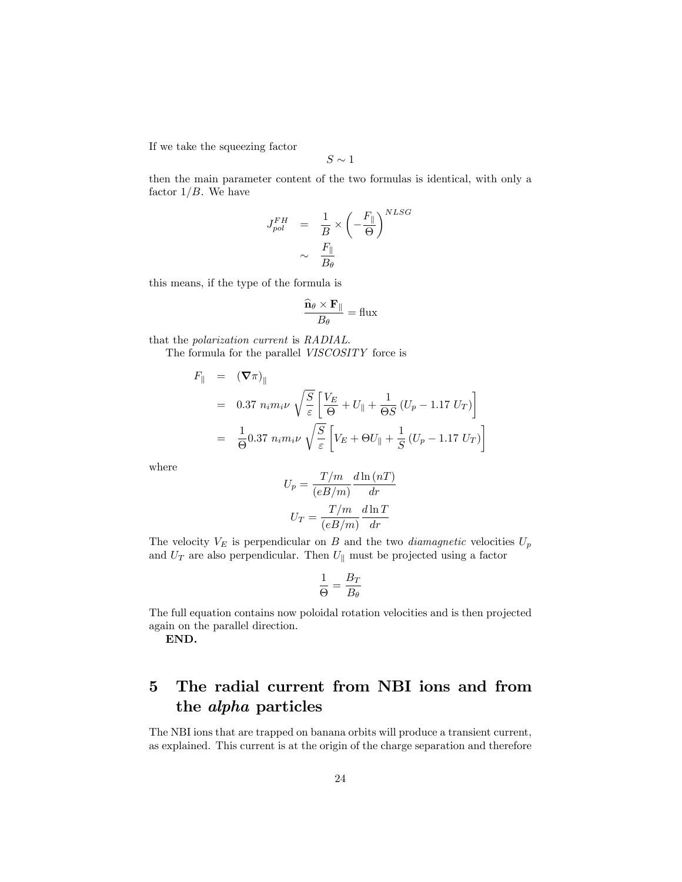If we take the squeezing factor

$$S \sim 1$$

then the main parameter content of the two formulas is identical, with only a factor $1/B$. We have

$$\begin{aligned}
J_{pol}^{FH} &= \frac{1}{B} \times \left( -\frac{F_{\parallel}}{\Theta} \right)^{NLSG} \\
&\sim \frac{F_{\parallel}}{B_{\theta}}
\end{aligned}$$

this means, if the type of the formula is

$$\frac{\widehat{\mathbf{n}}_{\theta} \times \mathbf{F}_{\parallel}}{B_{\theta}} = \text{flux}$$

that the *polarization current* is *RADIAL*.

The formula for the parallel *VISCOSITY* force is

$$\begin{aligned}
F_{\parallel} &= (\boldsymbol{\nabla} \pi)_{\parallel} \\
&= 0.37 \; n_i m_i \nu \; \sqrt{\frac{S}{\varepsilon}} \left[ \frac{V_E}{\Theta} + U_{\parallel} + \frac{1}{\Theta S} \left( U_p - 1.17 \; U_T \right) \right] \\
&= \frac{1}{\Theta} 0.37 \; n_i m_i \nu \; \sqrt{\frac{S}{\varepsilon}} \left[ V_E + \Theta U_{\parallel} + \frac{1}{S} \left( U_p - 1.17 \; U_T \right) \right]
\end{aligned}$$

where

$$U_p = \frac{T/m}{(eB/m)} \frac{d \ln (nT)}{dr}$$

$$U_T = \frac{T/m}{(eB/m)} \frac{d \ln T}{dr}$$

The velocity $V_E$ is perpendicular on $B$ and the two *diamagnetic* velocities $U_p$ and $U_T$ are also perpendicular. Then $U_{\parallel}$ must be projected using a factor

$$\frac{1}{\Theta} = \frac{B_T}{B_{\theta}}$$

The full equation contains now poloidal rotation velocities and is then projected again on the parallel direction.

**END.**

# 5 The radial current from NBI ions and from the *alpha* particles

The NBI ions that are trapped on banana orbits will produce a transient current, as explained. This current is at the origin of the charge separation and therefore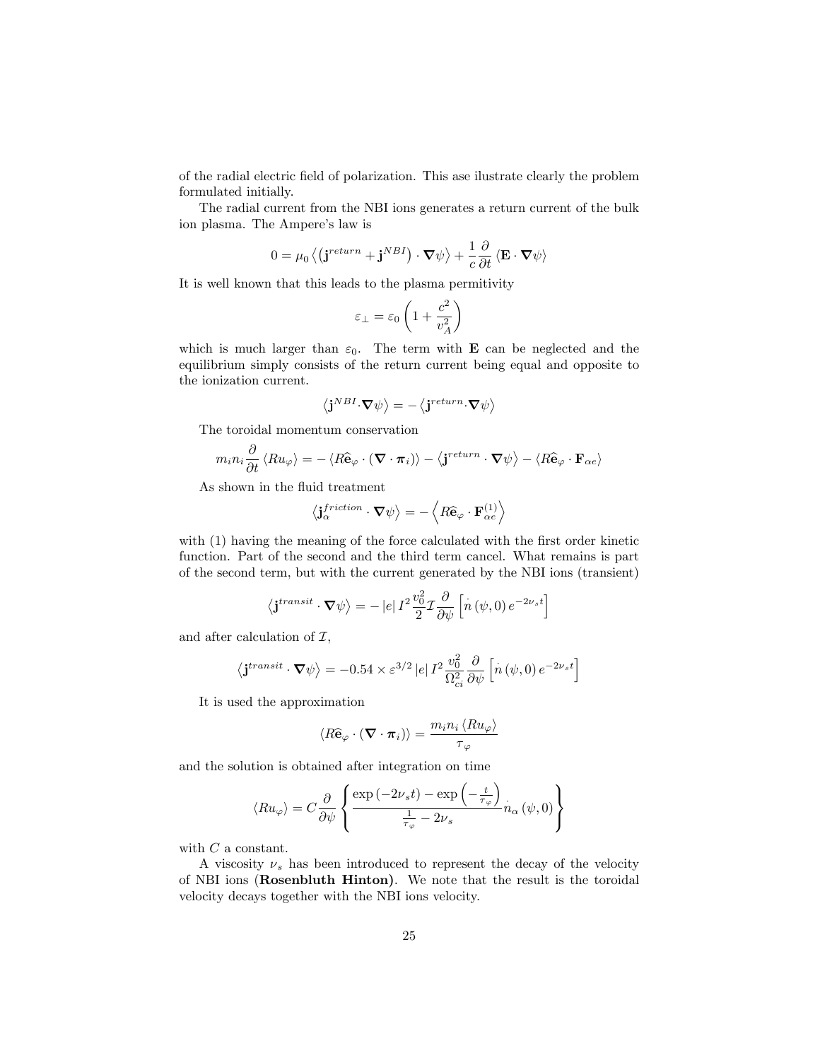of the radial electric field of polarization. This ase ilustrate clearly the problem formulated initially.

The radial current from the NBI ions generates a return current of the bulk ion plasma. The Ampere's law is

$$0 = \mu_0 \left\langle \left( \mathbf{j}^{return} + \mathbf{j}^{NBI} \right) \cdot \boldsymbol{\nabla}\psi \right\rangle + \frac{1}{c}\frac{\partial}{\partial t} \left\langle \mathbf{E} \cdot \boldsymbol{\nabla}\psi \right\rangle$$

It is well known that this leads to the plasma permitivity

$$\varepsilon_{\perp} = \varepsilon_0 \left( 1 + \frac{c^2}{v_A^2} \right)$$

which is much larger than $\varepsilon_0$. The term with $\mathbf{E}$ can be neglected and the equilibrium simply consists of the return current being equal and opposite to the ionization current.

$$\left\langle \mathbf{j}^{NBI} \cdot \boldsymbol{\nabla}\psi \right\rangle = -\left\langle \mathbf{j}^{return} \cdot \boldsymbol{\nabla}\psi \right\rangle$$

The toroidal momentum conservation

$$m_i n_i \frac{\partial}{\partial t} \left\langle R u_{\varphi} \right\rangle = -\left\langle R\widehat{\mathbf{e}}_{\varphi} \cdot \left( \boldsymbol{\nabla} \cdot \boldsymbol{\pi}_i \right) \right\rangle - \left\langle \mathbf{j}^{return} \cdot \boldsymbol{\nabla}\psi \right\rangle - \left\langle R\widehat{\mathbf{e}}_{\varphi} \cdot \mathbf{F}_{\alpha e} \right\rangle$$

As shown in the fluid treatment

$$\left\langle \mathbf{j}_{\alpha}^{friction} \cdot \boldsymbol{\nabla}\psi \right\rangle = -\left\langle R\widehat{\mathbf{e}}_{\varphi} \cdot \mathbf{F}_{\alpha e}^{(1)} \right\rangle$$

with (1) having the meaning of the force calculated with the first order kinetic function. Part of the second and the third term cancel. What remains is part of the second term, but with the current generated by the NBI ions (transient)

$$\left\langle \mathbf{j}^{transit} \cdot \boldsymbol{\nabla}\psi \right\rangle = -\left| e \right| I^2 \frac{v_0^2}{2} \mathcal{I} \frac{\partial}{\partial \psi} \left[ \dot{n}\left( \psi, 0 \right) e^{-2\nu_s t} \right]$$

and after calculation of $\mathcal{I}$,

$$\left\langle \mathbf{j}^{transit} \cdot \boldsymbol{\nabla}\psi \right\rangle = -0.54 \times \varepsilon^{3/2} \left| e \right| I^2 \frac{v_0^2}{\Omega_{ci}^2} \frac{\partial}{\partial \psi} \left[ \dot{n}\left( \psi, 0 \right) e^{-2\nu_s t} \right]$$

It is used the approximation

$$\left\langle R\widehat{\mathbf{e}}_{\varphi} \cdot \left( \boldsymbol{\nabla} \cdot \boldsymbol{\pi}_i \right) \right\rangle = \frac{m_i n_i \left\langle R u_{\varphi} \right\rangle}{\tau_{\varphi}}$$

and the solution is obtained after integration on time

$$\left\langle R u_{\varphi} \right\rangle = C \frac{\partial}{\partial \psi} \left\{ \frac{\exp\left( -2\nu_s t \right) - \exp\left( -\frac{t}{\tau_{\varphi}} \right)}{\frac{1}{\tau_{\varphi}} - 2\nu_s} \dot{n}_{\alpha}\left( \psi, 0 \right) \right\}$$

with $C$ a constant.

A viscosity $\nu_s$ has been introduced to represent the decay of the velocity of NBI ions (**Rosenbluth Hinton**). We note that the result is the toroidal velocity decays together with the NBI ions velocity.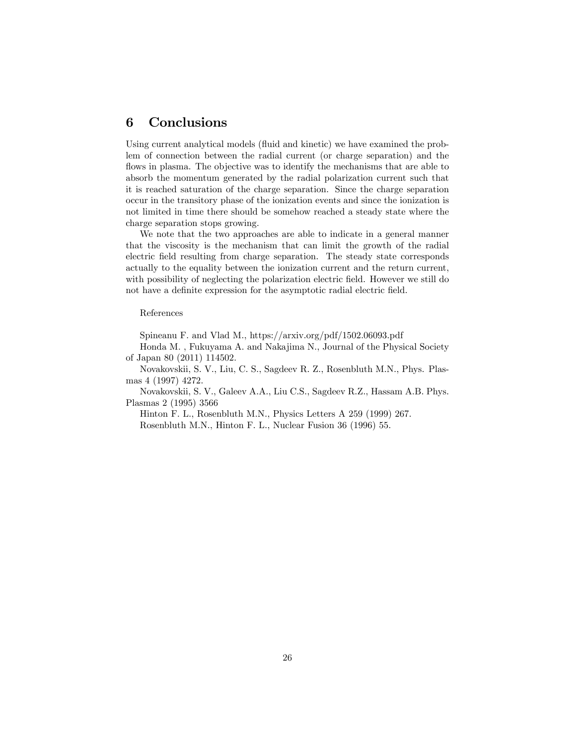## 6 Conclusions

Using current analytical models (fluid and kinetic) we have examined the problem of connection between the radial current (or charge separation) and the flows in plasma. The objective was to identify the mechanisms that are able to absorb the momentum generated by the radial polarization current such that it is reached saturation of the charge separation. Since the charge separation occur in the transitory phase of the ionization events and since the ionization is not limited in time there should be somehow reached a steady state where the charge separation stops growing.

We note that the two approaches are able to indicate in a general manner that the viscosity is the mechanism that can limit the growth of the radial electric field resulting from charge separation. The steady state corresponds actually to the equality between the ionization current and the return current, with possibility of neglecting the polarization electric field. However we still do not have a definite expression for the asymptotic radial electric field.

References

Spineanu F. and Vlad M., https://arxiv.org/pdf/1502.06093.pdf

Honda M. , Fukuyama A. and Nakajima N., Journal of the Physical Society of Japan 80 (2011) 114502.

Novakovskii, S. V., Liu, C. S., Sagdeev R. Z., Rosenbluth M.N., Phys. Plasmas 4 (1997) 4272.

Novakovskii, S. V., Galeev A.A., Liu C.S., Sagdeev R.Z., Hassam A.B. Phys. Plasmas 2 (1995) 3566

Hinton F. L., Rosenbluth M.N., Physics Letters A 259 (1999) 267.

Rosenbluth M.N., Hinton F. L., Nuclear Fusion 36 (1996) 55.